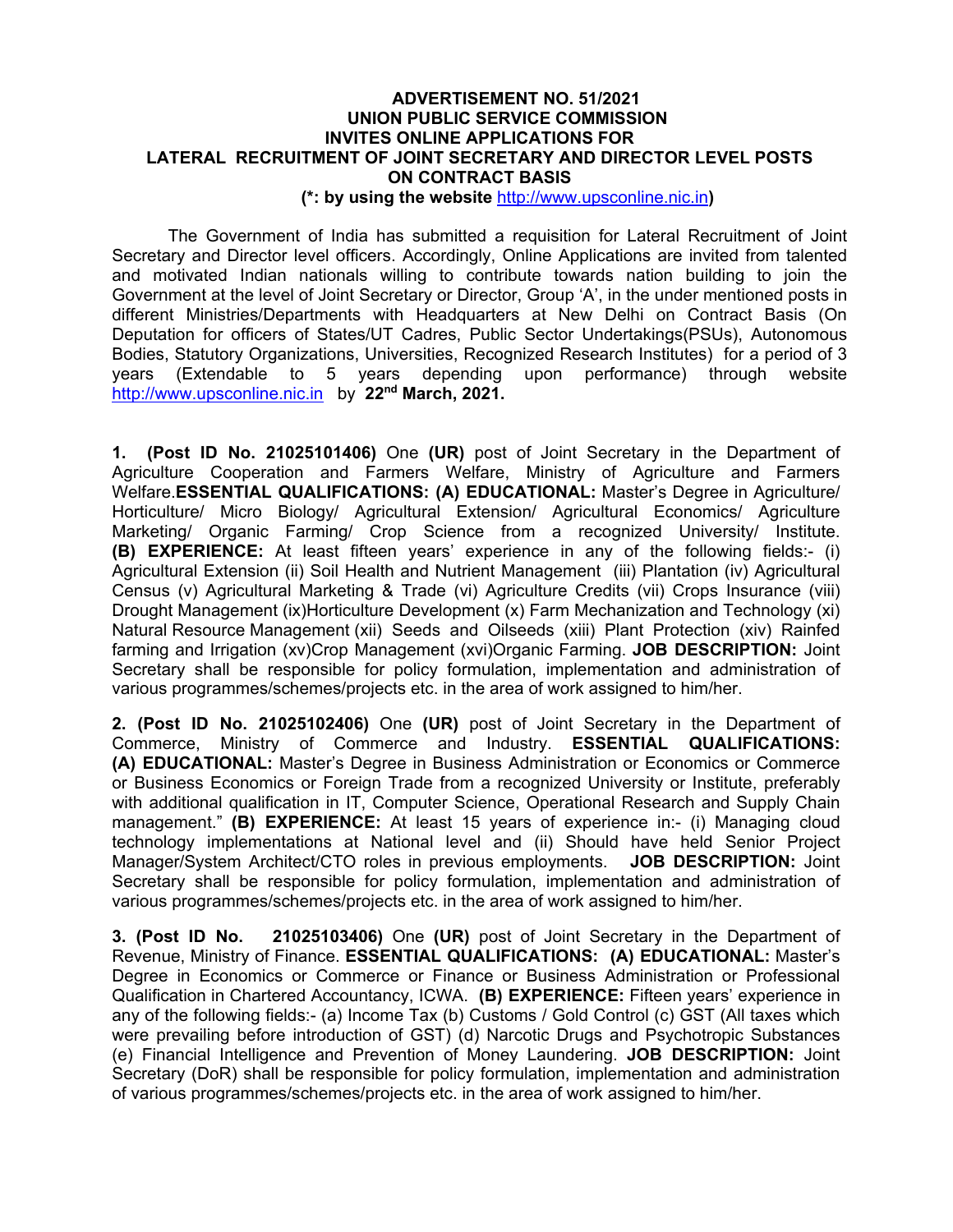**ADVERTISEMENT NO. 51/2021**
**UNION PUBLIC SERVICE COMMISSION**
**INVITES ONLINE APPLICATIONS FOR**
**LATERAL RECRUITMENT OF JOINT SECRETARY AND DIRECTOR LEVEL POSTS ON CONTRACT BASIS**
**(*: by using the website http://www.upsconline.nic.in)**

The Government of India has submitted a requisition for Lateral Recruitment of Joint Secretary and Director level officers. Accordingly, Online Applications are invited from talented and motivated Indian nationals willing to contribute towards nation building to join the Government at the level of Joint Secretary or Director, Group 'A', in the under mentioned posts in different Ministries/Departments with Headquarters at New Delhi on Contract Basis (On Deputation for officers of States/UT Cadres, Public Sector Undertakings(PSUs), Autonomous Bodies, Statutory Organizations, Universities, Recognized Research Institutes) for a period of 3 years (Extendable to 5 years depending upon performance) through website http://www.upsconline.nic.in by **22nd March, 2021.**

**1. (Post ID No. 21025101406)** One **(UR)** post of Joint Secretary in the Department of Agriculture Cooperation and Farmers Welfare, Ministry of Agriculture and Farmers Welfare.**ESSENTIAL QUALIFICATIONS: (A) EDUCATIONAL:** Master's Degree in Agriculture/ Horticulture/ Micro Biology/ Agricultural Extension/ Agricultural Economics/ Agriculture Marketing/ Organic Farming/ Crop Science from a recognized University/ Institute. **(B) EXPERIENCE:** At least fifteen years' experience in any of the following fields:- (i) Agricultural Extension (ii) Soil Health and Nutrient Management (iii) Plantation (iv) Agricultural Census (v) Agricultural Marketing & Trade (vi) Agriculture Credits (vii) Crops Insurance (viii) Drought Management (ix)Horticulture Development (x) Farm Mechanization and Technology (xi) Natural Resource Management (xii) Seeds and Oilseeds (xiii) Plant Protection (xiv) Rainfed farming and Irrigation (xv)Crop Management (xvi)Organic Farming. **JOB DESCRIPTION:** Joint Secretary shall be responsible for policy formulation, implementation and administration of various programmes/schemes/projects etc. in the area of work assigned to him/her.

**2. (Post ID No. 21025102406)** One **(UR)** post of Joint Secretary in the Department of Commerce, Ministry of Commerce and Industry. **ESSENTIAL QUALIFICATIONS: (A) EDUCATIONAL:** Master's Degree in Business Administration or Economics or Commerce or Business Economics or Foreign Trade from a recognized University or Institute, preferably with additional qualification in IT, Computer Science, Operational Research and Supply Chain management." **(B) EXPERIENCE:** At least 15 years of experience in:- (i) Managing cloud technology implementations at National level and (ii) Should have held Senior Project Manager/System Architect/CTO roles in previous employments. **JOB DESCRIPTION:** Joint Secretary shall be responsible for policy formulation, implementation and administration of various programmes/schemes/projects etc. in the area of work assigned to him/her.

**3. (Post ID No. 21025103406)** One **(UR)** post of Joint Secretary in the Department of Revenue, Ministry of Finance. **ESSENTIAL QUALIFICATIONS: (A) EDUCATIONAL:** Master's Degree in Economics or Commerce or Finance or Business Administration or Professional Qualification in Chartered Accountancy, ICWA. **(B) EXPERIENCE:** Fifteen years' experience in any of the following fields:- (a) Income Tax (b) Customs / Gold Control (c) GST (All taxes which were prevailing before introduction of GST) (d) Narcotic Drugs and Psychotropic Substances (e) Financial Intelligence and Prevention of Money Laundering. **JOB DESCRIPTION:** Joint Secretary (DoR) shall be responsible for policy formulation, implementation and administration of various programmes/schemes/projects etc. in the area of work assigned to him/her.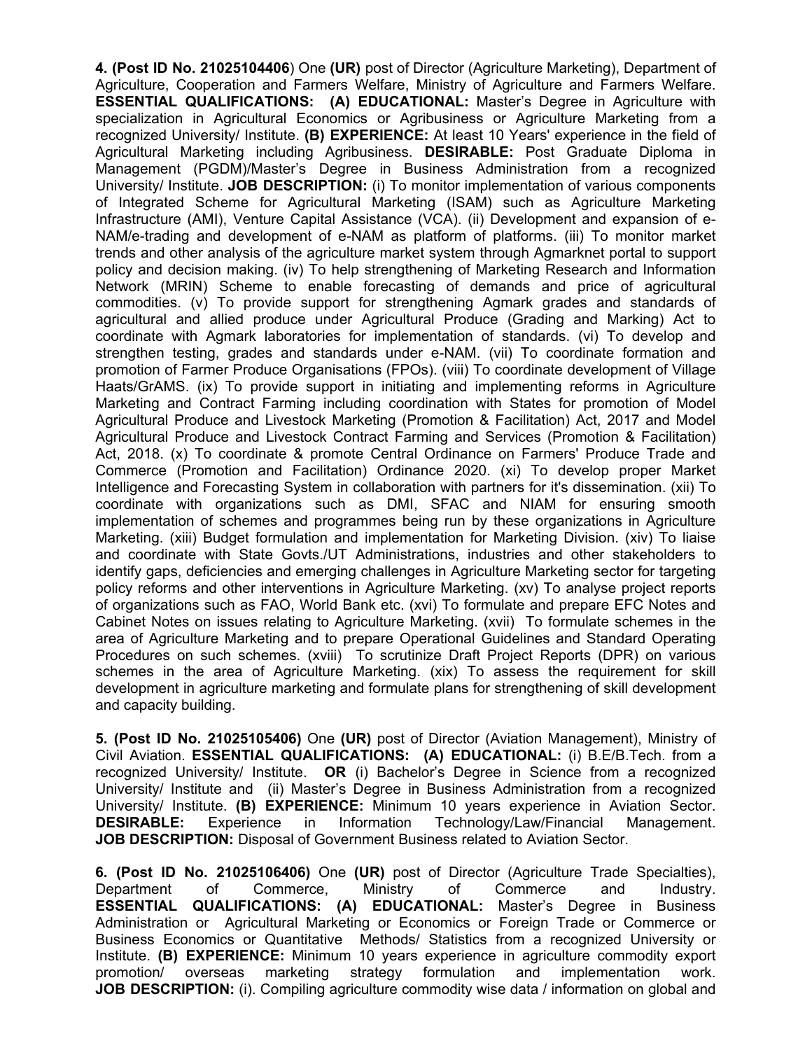**4. (Post ID No. 21025104406**) One **(UR)** post of Director (Agriculture Marketing), Department of Agriculture, Cooperation and Farmers Welfare, Ministry of Agriculture and Farmers Welfare. **ESSENTIAL QUALIFICATIONS: (A) EDUCATIONAL:** Master's Degree in Agriculture with specialization in Agricultural Economics or Agribusiness or Agriculture Marketing from a recognized University/ Institute. **(B) EXPERIENCE:** At least 10 Years' experience in the field of Agricultural Marketing including Agribusiness. **DESIRABLE:** Post Graduate Diploma in Management (PGDM)/Master's Degree in Business Administration from a recognized University/ Institute. **JOB DESCRIPTION:** (i) To monitor implementation of various components of Integrated Scheme for Agricultural Marketing (ISAM) such as Agriculture Marketing Infrastructure (AMI), Venture Capital Assistance (VCA). (ii) Development and expansion of e-NAM/e-trading and development of e-NAM as platform of platforms. (iii) To monitor market trends and other analysis of the agriculture market system through Agmarknet portal to support policy and decision making. (iv) To help strengthening of Marketing Research and Information Network (MRIN) Scheme to enable forecasting of demands and price of agricultural commodities. (v) To provide support for strengthening Agmark grades and standards of agricultural and allied produce under Agricultural Produce (Grading and Marking) Act to coordinate with Agmark laboratories for implementation of standards. (vi) To develop and strengthen testing, grades and standards under e-NAM. (vii) To coordinate formation and promotion of Farmer Produce Organisations (FPOs). (viii) To coordinate development of Village Haats/GrAMS. (ix) To provide support in initiating and implementing reforms in Agriculture Marketing and Contract Farming including coordination with States for promotion of Model Agricultural Produce and Livestock Marketing (Promotion & Facilitation) Act, 2017 and Model Agricultural Produce and Livestock Contract Farming and Services (Promotion & Facilitation) Act, 2018. (x) To coordinate & promote Central Ordinance on Farmers' Produce Trade and Commerce (Promotion and Facilitation) Ordinance 2020. (xi) To develop proper Market Intelligence and Forecasting System in collaboration with partners for it's dissemination. (xii) To coordinate with organizations such as DMI, SFAC and NIAM for ensuring smooth implementation of schemes and programmes being run by these organizations in Agriculture Marketing. (xiii) Budget formulation and implementation for Marketing Division. (xiv) To liaise and coordinate with State Govts./UT Administrations, industries and other stakeholders to identify gaps, deficiencies and emerging challenges in Agriculture Marketing sector for targeting policy reforms and other interventions in Agriculture Marketing. (xv) To analyse project reports of organizations such as FAO, World Bank etc. (xvi) To formulate and prepare EFC Notes and Cabinet Notes on issues relating to Agriculture Marketing. (xvii) To formulate schemes in the area of Agriculture Marketing and to prepare Operational Guidelines and Standard Operating Procedures on such schemes. (xviii) To scrutinize Draft Project Reports (DPR) on various schemes in the area of Agriculture Marketing. (xix) To assess the requirement for skill development in agriculture marketing and formulate plans for strengthening of skill development and capacity building.

**5. (Post ID No. 21025105406)** One **(UR)** post of Director (Aviation Management), Ministry of Civil Aviation. **ESSENTIAL QUALIFICATIONS: (A) EDUCATIONAL:** (i) B.E/B.Tech. from a recognized University/ Institute. **OR** (i) Bachelor's Degree in Science from a recognized University/ Institute and (ii) Master's Degree in Business Administration from a recognized University/ Institute. **(B) EXPERIENCE:** Minimum 10 years experience in Aviation Sector. **DESIRABLE:** Experience in Information Technology/Law/Financial Management. **JOB DESCRIPTION:** Disposal of Government Business related to Aviation Sector.

**6. (Post ID No. 21025106406)** One **(UR)** post of Director (Agriculture Trade Specialties), Department of Commerce, Ministry of Commerce and Industry. **ESSENTIAL QUALIFICATIONS: (A) EDUCATIONAL:** Master's Degree in Business Administration or Agricultural Marketing or Economics or Foreign Trade or Commerce or Business Economics or Quantitative Methods/ Statistics from a recognized University or Institute. **(B) EXPERIENCE:** Minimum 10 years experience in agriculture commodity export promotion/ overseas marketing strategy formulation and implementation work. **JOB DESCRIPTION:** (i). Compiling agriculture commodity wise data / information on global and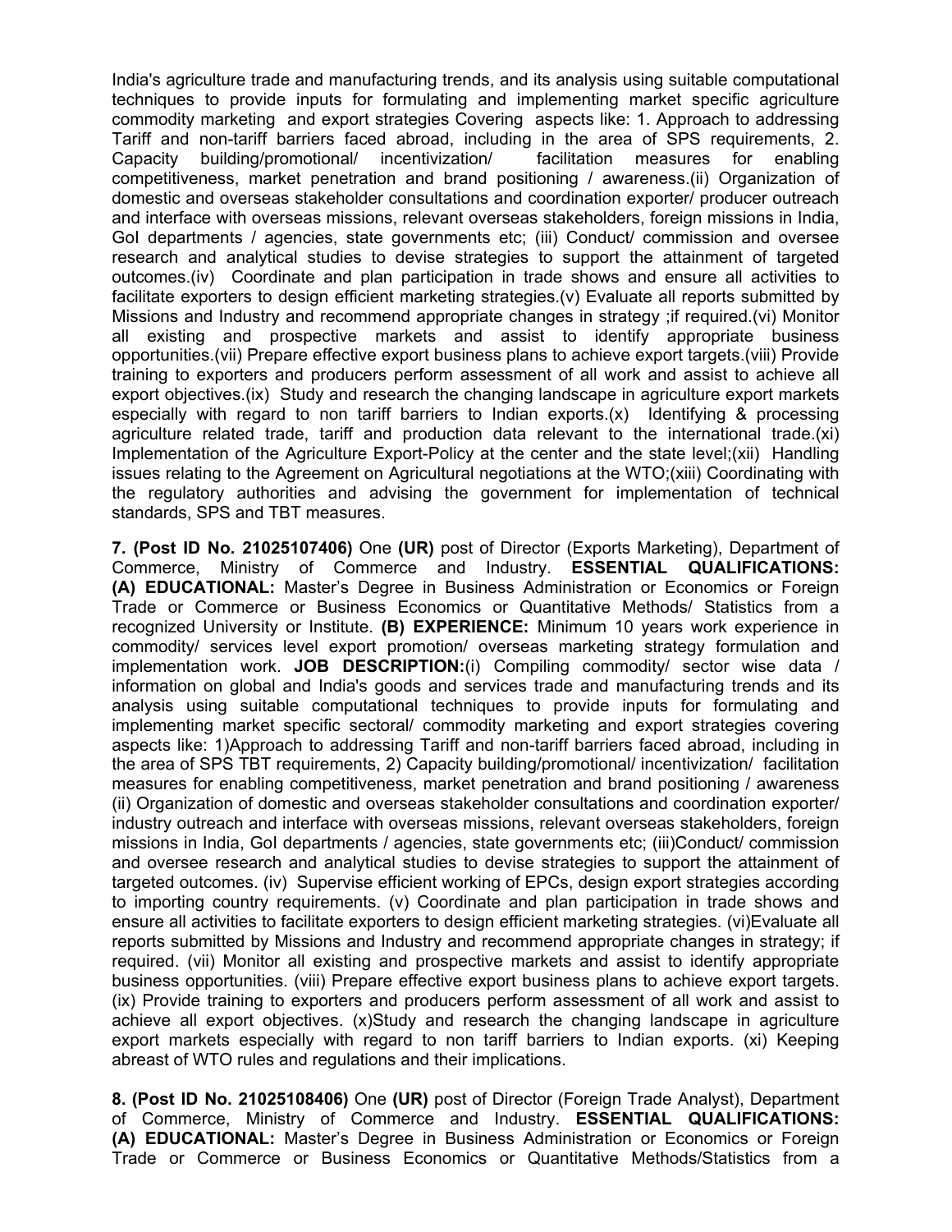India's agriculture trade and manufacturing trends, and its analysis using suitable computational techniques to provide inputs for formulating and implementing market specific agriculture commodity marketing and export strategies Covering aspects like: 1. Approach to addressing Tariff and non-tariff barriers faced abroad, including in the area of SPS requirements, 2. Capacity building/promotional/ incentivization/ facilitation measures for enabling competitiveness, market penetration and brand positioning / awareness.(ii) Organization of domestic and overseas stakeholder consultations and coordination exporter/ producer outreach and interface with overseas missions, relevant overseas stakeholders, foreign missions in India, GoI departments / agencies, state governments etc; (iii) Conduct/ commission and oversee research and analytical studies to devise strategies to support the attainment of targeted outcomes.(iv) Coordinate and plan participation in trade shows and ensure all activities to facilitate exporters to design efficient marketing strategies.(v) Evaluate all reports submitted by Missions and Industry and recommend appropriate changes in strategy ;if required.(vi) Monitor all existing and prospective markets and assist to identify appropriate business opportunities.(vii) Prepare effective export business plans to achieve export targets.(viii) Provide training to exporters and producers perform assessment of all work and assist to achieve all export objectives.(ix) Study and research the changing landscape in agriculture export markets especially with regard to non tariff barriers to Indian exports.(x) Identifying & processing agriculture related trade, tariff and production data relevant to the international trade.(xi) Implementation of the Agriculture Export-Policy at the center and the state level;(xii) Handling issues relating to the Agreement on Agricultural negotiations at the WTO;(xiii) Coordinating with the regulatory authorities and advising the government for implementation of technical standards, SPS and TBT measures.

**7. (Post ID No. 21025107406)** One **(UR)** post of Director (Exports Marketing), Department of Commerce, Ministry of Commerce and Industry. **ESSENTIAL QUALIFICATIONS: (A) EDUCATIONAL:** Master's Degree in Business Administration or Economics or Foreign Trade or Commerce or Business Economics or Quantitative Methods/ Statistics from a recognized University or Institute. **(B) EXPERIENCE:** Minimum 10 years work experience in commodity/ services level export promotion/ overseas marketing strategy formulation and implementation work. **JOB DESCRIPTION:**(i) Compiling commodity/ sector wise data / information on global and India's goods and services trade and manufacturing trends and its analysis using suitable computational techniques to provide inputs for formulating and implementing market specific sectoral/ commodity marketing and export strategies covering aspects like: 1)Approach to addressing Tariff and non-tariff barriers faced abroad, including in the area of SPS TBT requirements, 2) Capacity building/promotional/ incentivization/ facilitation measures for enabling competitiveness, market penetration and brand positioning / awareness (ii) Organization of domestic and overseas stakeholder consultations and coordination exporter/ industry outreach and interface with overseas missions, relevant overseas stakeholders, foreign missions in India, GoI departments / agencies, state governments etc; (iii)Conduct/ commission and oversee research and analytical studies to devise strategies to support the attainment of targeted outcomes. (iv) Supervise efficient working of EPCs, design export strategies according to importing country requirements. (v) Coordinate and plan participation in trade shows and ensure all activities to facilitate exporters to design efficient marketing strategies. (vi)Evaluate all reports submitted by Missions and Industry and recommend appropriate changes in strategy; if required. (vii) Monitor all existing and prospective markets and assist to identify appropriate business opportunities. (viii) Prepare effective export business plans to achieve export targets. (ix) Provide training to exporters and producers perform assessment of all work and assist to achieve all export objectives. (x)Study and research the changing landscape in agriculture export markets especially with regard to non tariff barriers to Indian exports. (xi) Keeping abreast of WTO rules and regulations and their implications.

**8. (Post ID No. 21025108406)** One **(UR)** post of Director (Foreign Trade Analyst), Department of Commerce, Ministry of Commerce and Industry. **ESSENTIAL QUALIFICATIONS: (A) EDUCATIONAL:** Master's Degree in Business Administration or Economics or Foreign Trade or Commerce or Business Economics or Quantitative Methods/Statistics from a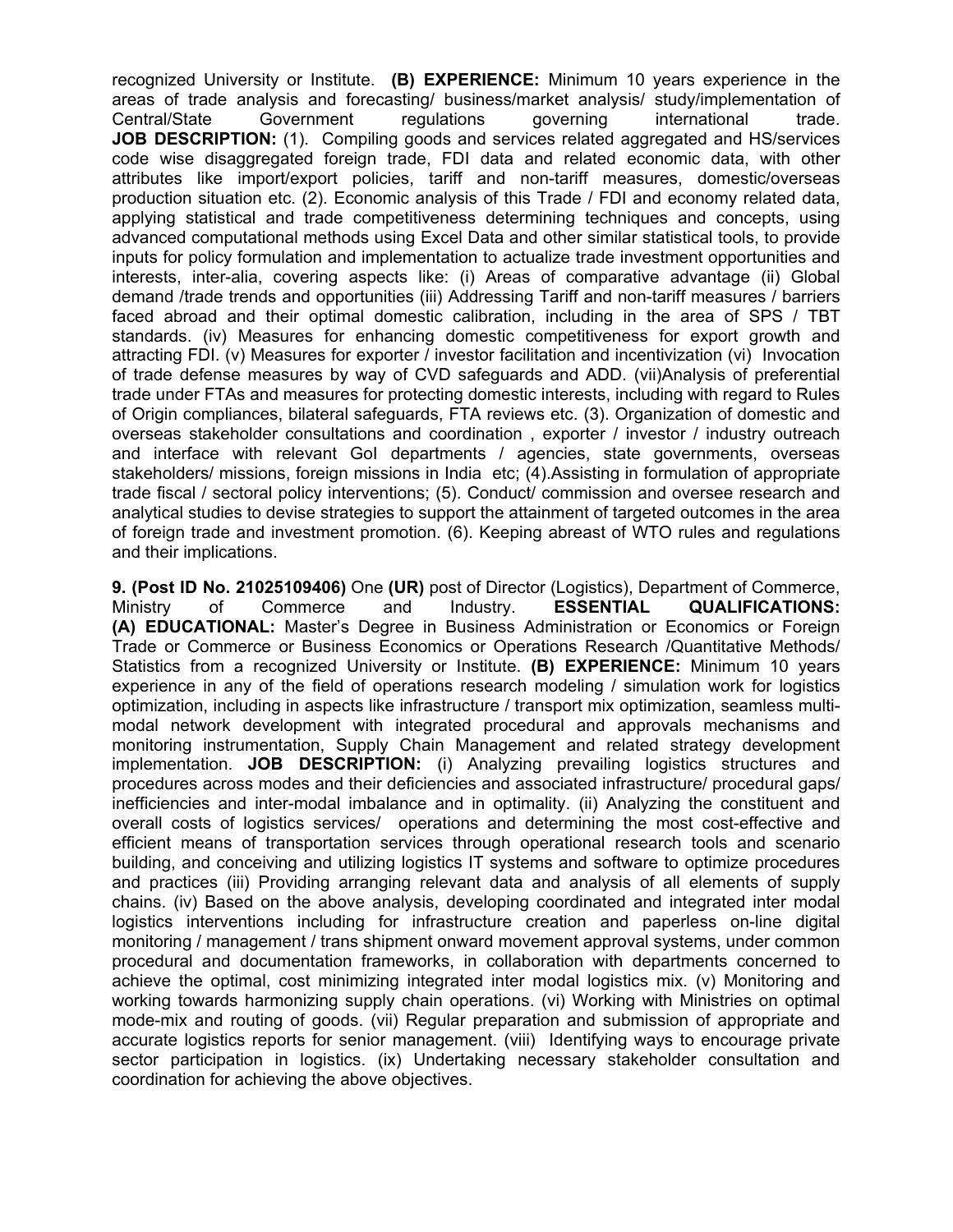recognized University or Institute. **(B) EXPERIENCE:** Minimum 10 years experience in the areas of trade analysis and forecasting/ business/market analysis/ study/implementation of Central/State Government regulations governing international trade. **JOB DESCRIPTION:** (1). Compiling goods and services related aggregated and HS/services code wise disaggregated foreign trade, FDI data and related economic data, with other attributes like import/export policies, tariff and non-tariff measures, domestic/overseas production situation etc. (2). Economic analysis of this Trade / FDI and economy related data, applying statistical and trade competitiveness determining techniques and concepts, using advanced computational methods using Excel Data and other similar statistical tools, to provide inputs for policy formulation and implementation to actualize trade investment opportunities and interests, inter-alia, covering aspects like: (i) Areas of comparative advantage (ii) Global demand /trade trends and opportunities (iii) Addressing Tariff and non-tariff measures / barriers faced abroad and their optimal domestic calibration, including in the area of SPS / TBT standards. (iv) Measures for enhancing domestic competitiveness for export growth and attracting FDI. (v) Measures for exporter / investor facilitation and incentivization (vi) Invocation of trade defense measures by way of CVD safeguards and ADD. (vii)Analysis of preferential trade under FTAs and measures for protecting domestic interests, including with regard to Rules of Origin compliances, bilateral safeguards, FTA reviews etc. (3). Organization of domestic and overseas stakeholder consultations and coordination , exporter / investor / industry outreach and interface with relevant GoI departments / agencies, state governments, overseas stakeholders/ missions, foreign missions in India etc; (4).Assisting in formulation of appropriate trade fiscal / sectoral policy interventions; (5). Conduct/ commission and oversee research and analytical studies to devise strategies to support the attainment of targeted outcomes in the area of foreign trade and investment promotion. (6). Keeping abreast of WTO rules and regulations and their implications.

**9. (Post ID No. 21025109406)** One **(UR)** post of Director (Logistics), Department of Commerce, Ministry of Commerce and Industry. **ESSENTIAL QUALIFICATIONS: (A) EDUCATIONAL:** Master's Degree in Business Administration or Economics or Foreign Trade or Commerce or Business Economics or Operations Research /Quantitative Methods/ Statistics from a recognized University or Institute. **(B) EXPERIENCE:** Minimum 10 years experience in any of the field of operations research modeling / simulation work for logistics optimization, including in aspects like infrastructure / transport mix optimization, seamless multi-modal network development with integrated procedural and approvals mechanisms and monitoring instrumentation, Supply Chain Management and related strategy development implementation. **JOB DESCRIPTION:** (i) Analyzing prevailing logistics structures and procedures across modes and their deficiencies and associated infrastructure/ procedural gaps/ inefficiencies and inter-modal imbalance and in optimality. (ii) Analyzing the constituent and overall costs of logistics services/ operations and determining the most cost-effective and efficient means of transportation services through operational research tools and scenario building, and conceiving and utilizing logistics IT systems and software to optimize procedures and practices (iii) Providing arranging relevant data and analysis of all elements of supply chains. (iv) Based on the above analysis, developing coordinated and integrated inter modal logistics interventions including for infrastructure creation and paperless on-line digital monitoring / management / trans shipment onward movement approval systems, under common procedural and documentation frameworks, in collaboration with departments concerned to achieve the optimal, cost minimizing integrated inter modal logistics mix. (v) Monitoring and working towards harmonizing supply chain operations. (vi) Working with Ministries on optimal mode-mix and routing of goods. (vii) Regular preparation and submission of appropriate and accurate logistics reports for senior management. (viii) Identifying ways to encourage private sector participation in logistics. (ix) Undertaking necessary stakeholder consultation and coordination for achieving the above objectives.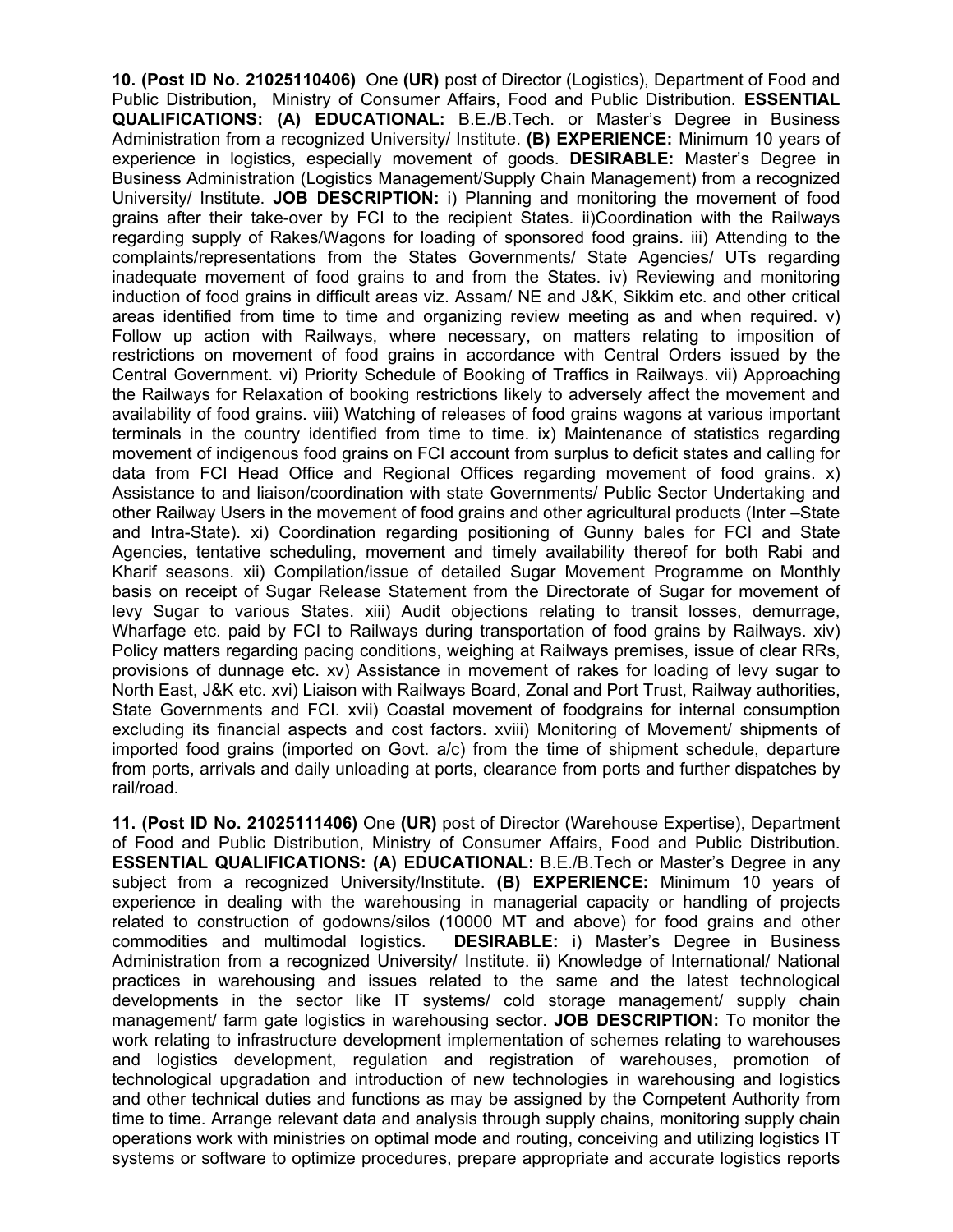**10. (Post ID No. 21025110406)** One **(UR)** post of Director (Logistics), Department of Food and Public Distribution, Ministry of Consumer Affairs, Food and Public Distribution. **ESSENTIAL QUALIFICATIONS: (A) EDUCATIONAL:** B.E./B.Tech. or Master's Degree in Business Administration from a recognized University/ Institute. **(B) EXPERIENCE:** Minimum 10 years of experience in logistics, especially movement of goods. **DESIRABLE:** Master's Degree in Business Administration (Logistics Management/Supply Chain Management) from a recognized University/ Institute. **JOB DESCRIPTION:** i) Planning and monitoring the movement of food grains after their take-over by FCI to the recipient States. ii)Coordination with the Railways regarding supply of Rakes/Wagons for loading of sponsored food grains. iii) Attending to the complaints/representations from the States Governments/ State Agencies/ UTs regarding inadequate movement of food grains to and from the States. iv) Reviewing and monitoring induction of food grains in difficult areas viz. Assam/ NE and J&K, Sikkim etc. and other critical areas identified from time to time and organizing review meeting as and when required. v) Follow up action with Railways, where necessary, on matters relating to imposition of restrictions on movement of food grains in accordance with Central Orders issued by the Central Government. vi) Priority Schedule of Booking of Traffics in Railways. vii) Approaching the Railways for Relaxation of booking restrictions likely to adversely affect the movement and availability of food grains. viii) Watching of releases of food grains wagons at various important terminals in the country identified from time to time. ix) Maintenance of statistics regarding movement of indigenous food grains on FCI account from surplus to deficit states and calling for data from FCI Head Office and Regional Offices regarding movement of food grains. x) Assistance to and liaison/coordination with state Governments/ Public Sector Undertaking and other Railway Users in the movement of food grains and other agricultural products (Inter –State and Intra-State). xi) Coordination regarding positioning of Gunny bales for FCI and State Agencies, tentative scheduling, movement and timely availability thereof for both Rabi and Kharif seasons. xii) Compilation/issue of detailed Sugar Movement Programme on Monthly basis on receipt of Sugar Release Statement from the Directorate of Sugar for movement of levy Sugar to various States. xiii) Audit objections relating to transit losses, demurrage, Wharfage etc. paid by FCI to Railways during transportation of food grains by Railways. xiv) Policy matters regarding pacing conditions, weighing at Railways premises, issue of clear RRs, provisions of dunnage etc. xv) Assistance in movement of rakes for loading of levy sugar to North East, J&K etc. xvi) Liaison with Railways Board, Zonal and Port Trust, Railway authorities, State Governments and FCI. xvii) Coastal movement of foodgrains for internal consumption excluding its financial aspects and cost factors. xviii) Monitoring of Movement/ shipments of imported food grains (imported on Govt. a/c) from the time of shipment schedule, departure from ports, arrivals and daily unloading at ports, clearance from ports and further dispatches by rail/road.

**11. (Post ID No. 21025111406)** One **(UR)** post of Director (Warehouse Expertise), Department of Food and Public Distribution, Ministry of Consumer Affairs, Food and Public Distribution. **ESSENTIAL QUALIFICATIONS: (A) EDUCATIONAL:** B.E./B.Tech or Master's Degree in any subject from a recognized University/Institute. **(B) EXPERIENCE:** Minimum 10 years of experience in dealing with the warehousing in managerial capacity or handling of projects related to construction of godowns/silos (10000 MT and above) for food grains and other commodities and multimodal logistics. **DESIRABLE:** i) Master's Degree in Business Administration from a recognized University/ Institute. ii) Knowledge of International/ National practices in warehousing and issues related to the same and the latest technological developments in the sector like IT systems/ cold storage management/ supply chain management/ farm gate logistics in warehousing sector. **JOB DESCRIPTION:** To monitor the work relating to infrastructure development implementation of schemes relating to warehouses and logistics development, regulation and registration of warehouses, promotion of technological upgradation and introduction of new technologies in warehousing and logistics and other technical duties and functions as may be assigned by the Competent Authority from time to time. Arrange relevant data and analysis through supply chains, monitoring supply chain operations work with ministries on optimal mode and routing, conceiving and utilizing logistics IT systems or software to optimize procedures, prepare appropriate and accurate logistics reports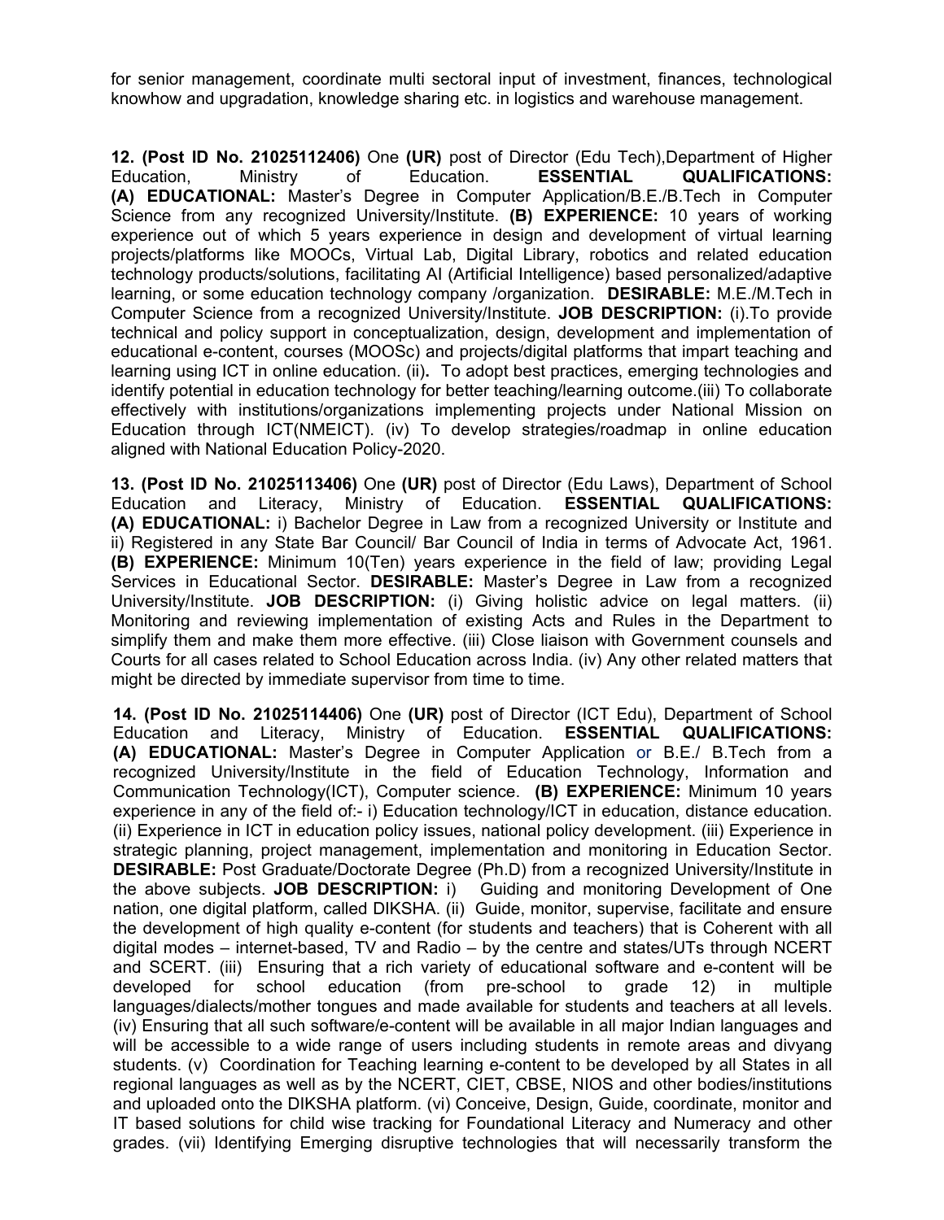for senior management, coordinate multi sectoral input of investment, finances, technological knowhow and upgradation, knowledge sharing etc. in logistics and warehouse management.

**12. (Post ID No. 21025112406)** One **(UR)** post of Director (Edu Tech),Department of Higher Education, Ministry of Education. **ESSENTIAL QUALIFICATIONS: (A) EDUCATIONAL:** Master's Degree in Computer Application/B.E./B.Tech in Computer Science from any recognized University/Institute. **(B) EXPERIENCE:** 10 years of working experience out of which 5 years experience in design and development of virtual learning projects/platforms like MOOCs, Virtual Lab, Digital Library, robotics and related education technology products/solutions, facilitating AI (Artificial Intelligence) based personalized/adaptive learning, or some education technology company /organization. **DESIRABLE:** M.E./M.Tech in Computer Science from a recognized University/Institute. **JOB DESCRIPTION:** (i).To provide technical and policy support in conceptualization, design, development and implementation of educational e-content, courses (MOOSc) and projects/digital platforms that impart teaching and learning using ICT in online education. (ii)**.** To adopt best practices, emerging technologies and identify potential in education technology for better teaching/learning outcome.(iii) To collaborate effectively with institutions/organizations implementing projects under National Mission on Education through ICT(NMEICT). (iv) To develop strategies/roadmap in online education aligned with National Education Policy-2020.

**13. (Post ID No. 21025113406)** One **(UR)** post of Director (Edu Laws), Department of School Education and Literacy, Ministry of Education. **ESSENTIAL QUALIFICATIONS: (A) EDUCATIONAL:** i) Bachelor Degree in Law from a recognized University or Institute and ii) Registered in any State Bar Council/ Bar Council of India in terms of Advocate Act, 1961. **(B) EXPERIENCE:** Minimum 10(Ten) years experience in the field of law; providing Legal Services in Educational Sector. **DESIRABLE:** Master's Degree in Law from a recognized University/Institute. **JOB DESCRIPTION:** (i) Giving holistic advice on legal matters. (ii) Monitoring and reviewing implementation of existing Acts and Rules in the Department to simplify them and make them more effective. (iii) Close liaison with Government counsels and Courts for all cases related to School Education across India. (iv) Any other related matters that might be directed by immediate supervisor from time to time.

**14. (Post ID No. 21025114406)** One **(UR)** post of Director (ICT Edu), Department of School Education and Literacy, Ministry of Education. **ESSENTIAL QUALIFICATIONS: (A) EDUCATIONAL:** Master's Degree in Computer Application or B.E./ B.Tech from a recognized University/Institute in the field of Education Technology, Information and Communication Technology(ICT), Computer science. **(B) EXPERIENCE:** Minimum 10 years experience in any of the field of:- i) Education technology/ICT in education, distance education. (ii) Experience in ICT in education policy issues, national policy development. (iii) Experience in strategic planning, project management, implementation and monitoring in Education Sector. **DESIRABLE:** Post Graduate/Doctorate Degree (Ph.D) from a recognized University/Institute in the above subjects. **JOB DESCRIPTION:** i) Guiding and monitoring Development of One nation, one digital platform, called DIKSHA. (ii) Guide, monitor, supervise, facilitate and ensure the development of high quality e-content (for students and teachers) that is Coherent with all digital modes – internet-based, TV and Radio – by the centre and states/UTs through NCERT and SCERT. (iii) Ensuring that a rich variety of educational software and e-content will be developed for school education (from pre-school to grade 12) in multiple languages/dialects/mother tongues and made available for students and teachers at all levels. (iv) Ensuring that all such software/e-content will be available in all major Indian languages and will be accessible to a wide range of users including students in remote areas and divyang students. (v) Coordination for Teaching learning e-content to be developed by all States in all regional languages as well as by the NCERT, CIET, CBSE, NIOS and other bodies/institutions and uploaded onto the DIKSHA platform. (vi) Conceive, Design, Guide, coordinate, monitor and IT based solutions for child wise tracking for Foundational Literacy and Numeracy and other grades. (vii) Identifying Emerging disruptive technologies that will necessarily transform the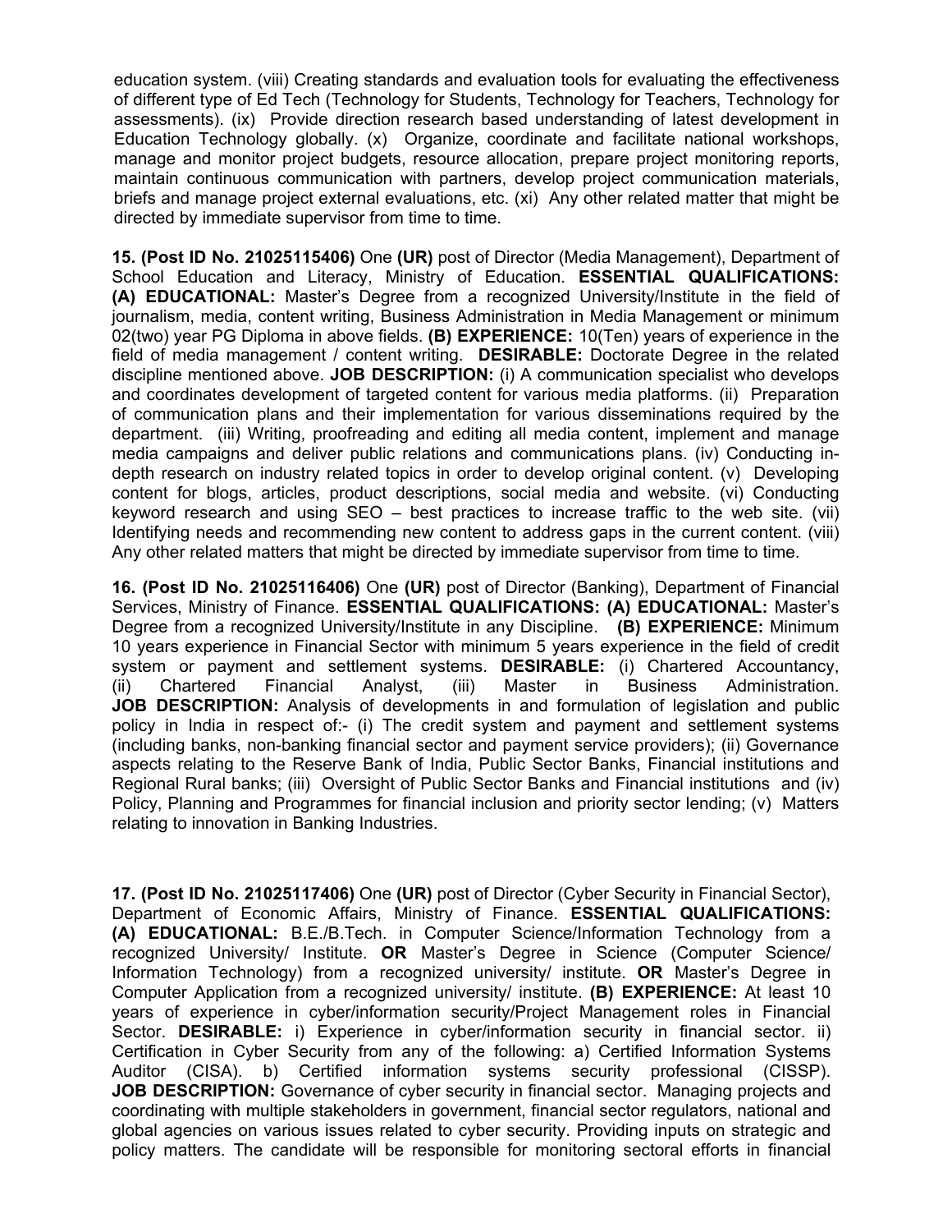education system. (viii) Creating standards and evaluation tools for evaluating the effectiveness of different type of Ed Tech (Technology for Students, Technology for Teachers, Technology for assessments). (ix) Provide direction research based understanding of latest development in Education Technology globally. (x) Organize, coordinate and facilitate national workshops, manage and monitor project budgets, resource allocation, prepare project monitoring reports, maintain continuous communication with partners, develop project communication materials, briefs and manage project external evaluations, etc. (xi) Any other related matter that might be directed by immediate supervisor from time to time.

**15. (Post ID No. 21025115406)** One **(UR)** post of Director (Media Management), Department of School Education and Literacy, Ministry of Education. **ESSENTIAL QUALIFICATIONS: (A) EDUCATIONAL:** Master's Degree from a recognized University/Institute in the field of journalism, media, content writing, Business Administration in Media Management or minimum 02(two) year PG Diploma in above fields. **(B) EXPERIENCE:** 10(Ten) years of experience in the field of media management / content writing. **DESIRABLE:** Doctorate Degree in the related discipline mentioned above. **JOB DESCRIPTION:** (i) A communication specialist who develops and coordinates development of targeted content for various media platforms. (ii) Preparation of communication plans and their implementation for various disseminations required by the department. (iii) Writing, proofreading and editing all media content, implement and manage media campaigns and deliver public relations and communications plans. (iv) Conducting in-depth research on industry related topics in order to develop original content. (v) Developing content for blogs, articles, product descriptions, social media and website. (vi) Conducting keyword research and using SEO – best practices to increase traffic to the web site. (vii) Identifying needs and recommending new content to address gaps in the current content. (viii) Any other related matters that might be directed by immediate supervisor from time to time.

**16. (Post ID No. 21025116406)** One **(UR)** post of Director (Banking), Department of Financial Services, Ministry of Finance. **ESSENTIAL QUALIFICATIONS: (A) EDUCATIONAL:** Master's Degree from a recognized University/Institute in any Discipline. **(B) EXPERIENCE:** Minimum 10 years experience in Financial Sector with minimum 5 years experience in the field of credit system or payment and settlement systems. **DESIRABLE:** (i) Chartered Accountancy, (ii) Chartered Financial Analyst, (iii) Master in Business Administration. **JOB DESCRIPTION:** Analysis of developments in and formulation of legislation and public policy in India in respect of:- (i) The credit system and payment and settlement systems (including banks, non-banking financial sector and payment service providers); (ii) Governance aspects relating to the Reserve Bank of India, Public Sector Banks, Financial institutions and Regional Rural banks; (iii) Oversight of Public Sector Banks and Financial institutions and (iv) Policy, Planning and Programmes for financial inclusion and priority sector lending; (v) Matters relating to innovation in Banking Industries.

**17. (Post ID No. 21025117406)** One **(UR)** post of Director (Cyber Security in Financial Sector), Department of Economic Affairs, Ministry of Finance. **ESSENTIAL QUALIFICATIONS: (A) EDUCATIONAL:** B.E./B.Tech. in Computer Science/Information Technology from a recognized University/ Institute. **OR** Master's Degree in Science (Computer Science/ Information Technology) from a recognized university/ institute. **OR** Master's Degree in Computer Application from a recognized university/ institute. **(B) EXPERIENCE:** At least 10 years of experience in cyber/information security/Project Management roles in Financial Sector. **DESIRABLE:** i) Experience in cyber/information security in financial sector. ii) Certification in Cyber Security from any of the following: a) Certified Information Systems Auditor (CISA). b) Certified information systems security professional (CISSP). **JOB DESCRIPTION:** Governance of cyber security in financial sector. Managing projects and coordinating with multiple stakeholders in government, financial sector regulators, national and global agencies on various issues related to cyber security. Providing inputs on strategic and policy matters. The candidate will be responsible for monitoring sectoral efforts in financial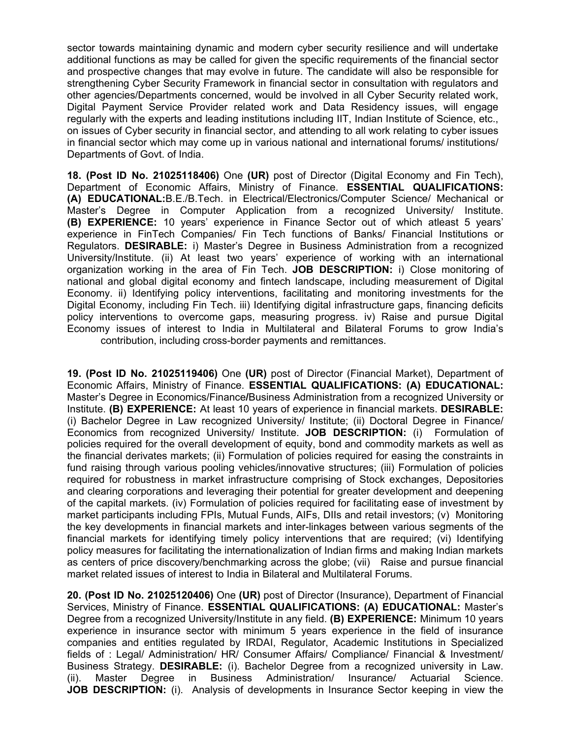sector towards maintaining dynamic and modern cyber security resilience and will undertake additional functions as may be called for given the specific requirements of the financial sector and prospective changes that may evolve in future. The candidate will also be responsible for strengthening Cyber Security Framework in financial sector in consultation with regulators and other agencies/Departments concerned, would be involved in all Cyber Security related work, Digital Payment Service Provider related work and Data Residency issues, will engage regularly with the experts and leading institutions including IIT, Indian Institute of Science, etc., on issues of Cyber security in financial sector, and attending to all work relating to cyber issues in financial sector which may come up in various national and international forums/ institutions/ Departments of Govt. of India.

**18. (Post ID No. 21025118406)** One **(UR)** post of Director (Digital Economy and Fin Tech), Department of Economic Affairs, Ministry of Finance. **ESSENTIAL QUALIFICATIONS: (A) EDUCATIONAL:**B.E./B.Tech. in Electrical/Electronics/Computer Science/ Mechanical or Master's Degree in Computer Application from a recognized University/ Institute. **(B) EXPERIENCE:** 10 years' experience in Finance Sector out of which atleast 5 years' experience in FinTech Companies/ Fin Tech functions of Banks/ Financial Institutions or Regulators. **DESIRABLE:** i) Master's Degree in Business Administration from a recognized University/Institute. (ii) At least two years' experience of working with an international organization working in the area of Fin Tech. **JOB DESCRIPTION:** i) Close monitoring of national and global digital economy and fintech landscape, including measurement of Digital Economy. ii) Identifying policy interventions, facilitating and monitoring investments for the Digital Economy, including Fin Tech. iii) Identifying digital infrastructure gaps, financing deficits policy interventions to overcome gaps, measuring progress. iv) Raise and pursue Digital Economy issues of interest to India in Multilateral and Bilateral Forums to grow India's contribution, including cross-border payments and remittances.

**19. (Post ID No. 21025119406)** One **(UR)** post of Director (Financial Market), Department of Economic Affairs, Ministry of Finance. **ESSENTIAL QUALIFICATIONS: (A) EDUCATIONAL:** Master's Degree in Economics/Finance/Business Administration from a recognized University or Institute. **(B) EXPERIENCE:** At least 10 years of experience in financial markets. **DESIRABLE:** (i) Bachelor Degree in Law recognized University/ Institute; (ii) Doctoral Degree in Finance/ Economics from recognized University/ Institute. **JOB DESCRIPTION:** (i) Formulation of policies required for the overall development of equity, bond and commodity markets as well as the financial derivates markets; (ii) Formulation of policies required for easing the constraints in fund raising through various pooling vehicles/innovative structures; (iii) Formulation of policies required for robustness in market infrastructure comprising of Stock exchanges, Depositories and clearing corporations and leveraging their potential for greater development and deepening of the capital markets. (iv) Formulation of policies required for facilitating ease of investment by market participants including FPIs, Mutual Funds, AIFs, DIIs and retail investors; (v) Monitoring the key developments in financial markets and inter-linkages between various segments of the financial markets for identifying timely policy interventions that are required; (vi) Identifying policy measures for facilitating the internationalization of Indian firms and making Indian markets as centers of price discovery/benchmarking across the globe; (vii) Raise and pursue financial market related issues of interest to India in Bilateral and Multilateral Forums.

**20. (Post ID No. 21025120406)** One **(UR)** post of Director (Insurance), Department of Financial Services, Ministry of Finance. **ESSENTIAL QUALIFICATIONS: (A) EDUCATIONAL:** Master's Degree from a recognized University/Institute in any field. **(B) EXPERIENCE:** Minimum 10 years experience in insurance sector with minimum 5 years experience in the field of insurance companies and entities regulated by IRDAI, Regulator, Academic Institutions in Specialized fields of : Legal/ Administration/ HR/ Consumer Affairs/ Compliance/ Financial & Investment/ Business Strategy. **DESIRABLE:** (i). Bachelor Degree from a recognized university in Law. (ii). Master Degree in Business Administration/ Insurance/ Actuarial Science. **JOB DESCRIPTION:** (i). Analysis of developments in Insurance Sector keeping in view the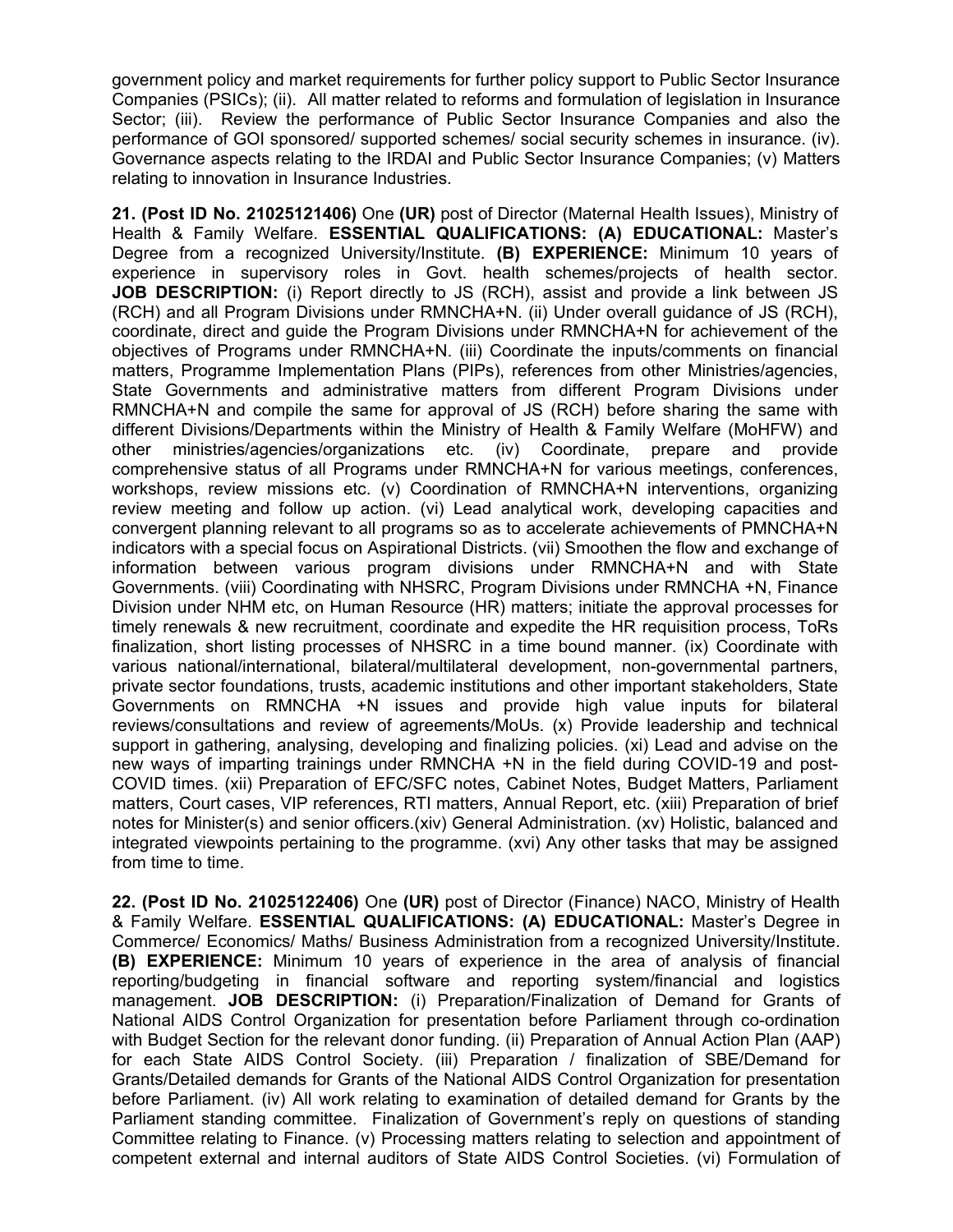government policy and market requirements for further policy support to Public Sector Insurance Companies (PSICs); (ii). All matter related to reforms and formulation of legislation in Insurance Sector; (iii). Review the performance of Public Sector Insurance Companies and also the performance of GOI sponsored/ supported schemes/ social security schemes in insurance. (iv). Governance aspects relating to the IRDAI and Public Sector Insurance Companies; (v) Matters relating to innovation in Insurance Industries.

**21. (Post ID No. 21025121406)** One **(UR)** post of Director (Maternal Health Issues), Ministry of Health & Family Welfare. **ESSENTIAL QUALIFICATIONS: (A) EDUCATIONAL:** Master's Degree from a recognized University/Institute. **(B) EXPERIENCE:** Minimum 10 years of experience in supervisory roles in Govt. health schemes/projects of health sector. **JOB DESCRIPTION:** (i) Report directly to JS (RCH), assist and provide a link between JS (RCH) and all Program Divisions under RMNCHA+N. (ii) Under overall guidance of JS (RCH), coordinate, direct and guide the Program Divisions under RMNCHA+N for achievement of the objectives of Programs under RMNCHA+N. (iii) Coordinate the inputs/comments on financial matters, Programme Implementation Plans (PIPs), references from other Ministries/agencies, State Governments and administrative matters from different Program Divisions under RMNCHA+N and compile the same for approval of JS (RCH) before sharing the same with different Divisions/Departments within the Ministry of Health & Family Welfare (MoHFW) and other ministries/agencies/organizations etc. (iv) Coordinate, prepare and provide comprehensive status of all Programs under RMNCHA+N for various meetings, conferences, workshops, review missions etc. (v) Coordination of RMNCHA+N interventions, organizing review meeting and follow up action. (vi) Lead analytical work, developing capacities and convergent planning relevant to all programs so as to accelerate achievements of PMNCHA+N indicators with a special focus on Aspirational Districts. (vii) Smoothen the flow and exchange of information between various program divisions under RMNCHA+N and with State Governments. (viii) Coordinating with NHSRC, Program Divisions under RMNCHA +N, Finance Division under NHM etc, on Human Resource (HR) matters; initiate the approval processes for timely renewals & new recruitment, coordinate and expedite the HR requisition process, ToRs finalization, short listing processes of NHSRC in a time bound manner. (ix) Coordinate with various national/international, bilateral/multilateral development, non-governmental partners, private sector foundations, trusts, academic institutions and other important stakeholders, State Governments on RMNCHA +N issues and provide high value inputs for bilateral reviews/consultations and review of agreements/MoUs. (x) Provide leadership and technical support in gathering, analysing, developing and finalizing policies. (xi) Lead and advise on the new ways of imparting trainings under RMNCHA +N in the field during COVID-19 and post-COVID times. (xii) Preparation of EFC/SFC notes, Cabinet Notes, Budget Matters, Parliament matters, Court cases, VIP references, RTI matters, Annual Report, etc. (xiii) Preparation of brief notes for Minister(s) and senior officers.(xiv) General Administration. (xv) Holistic, balanced and integrated viewpoints pertaining to the programme. (xvi) Any other tasks that may be assigned from time to time.

**22. (Post ID No. 21025122406)** One **(UR)** post of Director (Finance) NACO, Ministry of Health & Family Welfare. **ESSENTIAL QUALIFICATIONS: (A) EDUCATIONAL:** Master's Degree in Commerce/ Economics/ Maths/ Business Administration from a recognized University/Institute. **(B) EXPERIENCE:** Minimum 10 years of experience in the area of analysis of financial reporting/budgeting in financial software and reporting system/financial and logistics management. **JOB DESCRIPTION:** (i) Preparation/Finalization of Demand for Grants of National AIDS Control Organization for presentation before Parliament through co-ordination with Budget Section for the relevant donor funding. (ii) Preparation of Annual Action Plan (AAP) for each State AIDS Control Society. (iii) Preparation / finalization of SBE/Demand for Grants/Detailed demands for Grants of the National AIDS Control Organization for presentation before Parliament. (iv) All work relating to examination of detailed demand for Grants by the Parliament standing committee. Finalization of Government's reply on questions of standing Committee relating to Finance. (v) Processing matters relating to selection and appointment of competent external and internal auditors of State AIDS Control Societies. (vi) Formulation of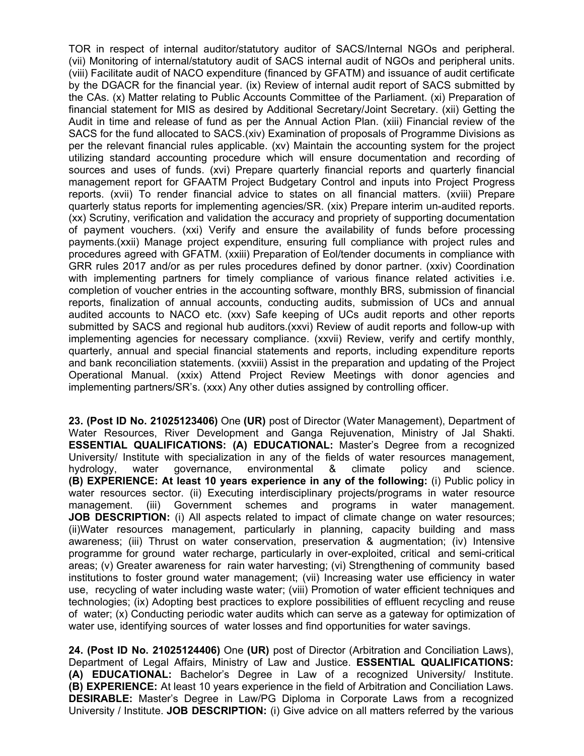TOR in respect of internal auditor/statutory auditor of SACS/Internal NGOs and peripheral. (vii) Monitoring of internal/statutory audit of SACS internal audit of NGOs and peripheral units. (viii) Facilitate audit of NACO expenditure (financed by GFATM) and issuance of audit certificate by the DGACR for the financial year. (ix) Review of internal audit report of SACS submitted by the CAs. (x) Matter relating to Public Accounts Committee of the Parliament. (xi) Preparation of financial statement for MIS as desired by Additional Secretary/Joint Secretary. (xii) Getting the Audit in time and release of fund as per the Annual Action Plan. (xiii) Financial review of the SACS for the fund allocated to SACS.(xiv) Examination of proposals of Programme Divisions as per the relevant financial rules applicable. (xv) Maintain the accounting system for the project utilizing standard accounting procedure which will ensure documentation and recording of sources and uses of funds. (xvi) Prepare quarterly financial reports and quarterly financial management report for GFAATM Project Budgetary Control and inputs into Project Progress reports. (xvii) To render financial advice to states on all financial matters. (xviii) Prepare quarterly status reports for implementing agencies/SR. (xix) Prepare interim un-audited reports. (xx) Scrutiny, verification and validation the accuracy and propriety of supporting documentation of payment vouchers. (xxi) Verify and ensure the availability of funds before processing payments.(xxii) Manage project expenditure, ensuring full compliance with project rules and procedures agreed with GFATM. (xxiii) Preparation of EoI/tender documents in compliance with GRR rules 2017 and/or as per rules procedures defined by donor partner. (xxiv) Coordination with implementing partners for timely compliance of various finance related activities i.e. completion of voucher entries in the accounting software, monthly BRS, submission of financial reports, finalization of annual accounts, conducting audits, submission of UCs and annual audited accounts to NACO etc. (xxv) Safe keeping of UCs audit reports and other reports submitted by SACS and regional hub auditors.(xxvi) Review of audit reports and follow-up with implementing agencies for necessary compliance. (xxvii) Review, verify and certify monthly, quarterly, annual and special financial statements and reports, including expenditure reports and bank reconciliation statements. (xxviii) Assist in the preparation and updating of the Project Operational Manual. (xxix) Attend Project Review Meetings with donor agencies and implementing partners/SR's. (xxx) Any other duties assigned by controlling officer.

**23. (Post ID No. 21025123406)** One **(UR)** post of Director (Water Management), Department of Water Resources, River Development and Ganga Rejuvenation, Ministry of Jal Shakti. **ESSENTIAL QUALIFICATIONS: (A) EDUCATIONAL:** Master's Degree from a recognized University/ Institute with specialization in any of the fields of water resources management, hydrology, water governance, environmental & climate policy and science. **(B) EXPERIENCE: At least 10 years experience in any of the following:** (i) Public policy in water resources sector. (ii) Executing interdisciplinary projects/programs in water resource management. (iii) Government schemes and programs in water management. **JOB DESCRIPTION:** (i) All aspects related to impact of climate change on water resources; (ii)Water resources management, particularly in planning, capacity building and mass awareness; (iii) Thrust on water conservation, preservation & augmentation; (iv) Intensive programme for ground water recharge, particularly in over-exploited, critical and semi-critical areas; (v) Greater awareness for rain water harvesting; (vi) Strengthening of community based institutions to foster ground water management; (vii) Increasing water use efficiency in water use, recycling of water including waste water; (viii) Promotion of water efficient techniques and technologies; (ix) Adopting best practices to explore possibilities of effluent recycling and reuse of water; (x) Conducting periodic water audits which can serve as a gateway for optimization of water use, identifying sources of water losses and find opportunities for water savings.

**24. (Post ID No. 21025124406)** One **(UR)** post of Director (Arbitration and Conciliation Laws), Department of Legal Affairs, Ministry of Law and Justice. **ESSENTIAL QUALIFICATIONS: (A) EDUCATIONAL:** Bachelor's Degree in Law of a recognized University/ Institute. **(B) EXPERIENCE:** At least 10 years experience in the field of Arbitration and Conciliation Laws. **DESIRABLE:** Master's Degree in Law/PG Diploma in Corporate Laws from a recognized University / Institute. **JOB DESCRIPTION:** (i) Give advice on all matters referred by the various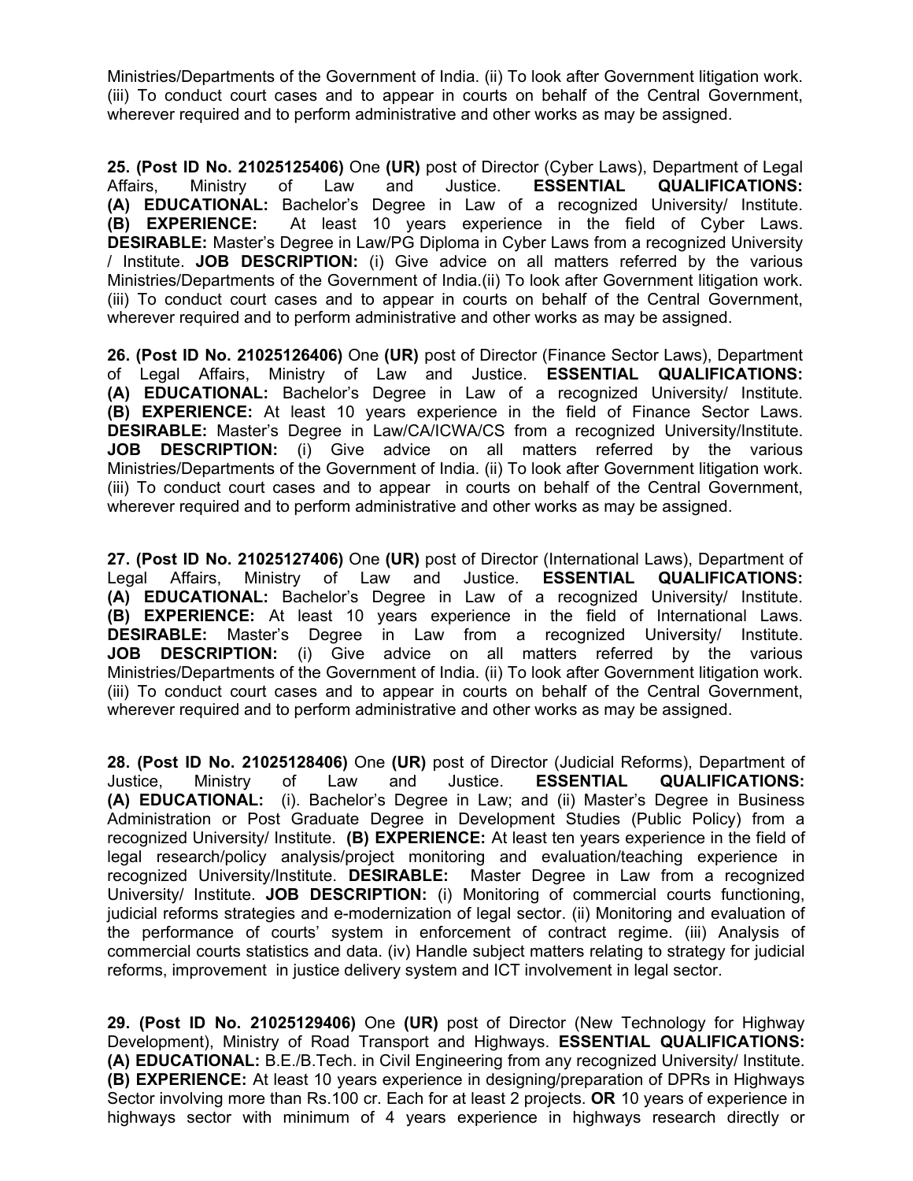Ministries/Departments of the Government of India. (ii) To look after Government litigation work. (iii) To conduct court cases and to appear in courts on behalf of the Central Government, wherever required and to perform administrative and other works as may be assigned.

**25. (Post ID No. 21025125406)** One **(UR)** post of Director (Cyber Laws), Department of Legal Affairs, Ministry of Law and Justice. **ESSENTIAL QUALIFICATIONS: (A) EDUCATIONAL:** Bachelor's Degree in Law of a recognized University/ Institute. **(B) EXPERIENCE:** At least 10 years experience in the field of Cyber Laws. **DESIRABLE:** Master's Degree in Law/PG Diploma in Cyber Laws from a recognized University / Institute. **JOB DESCRIPTION:** (i) Give advice on all matters referred by the various Ministries/Departments of the Government of India.(ii) To look after Government litigation work. (iii) To conduct court cases and to appear in courts on behalf of the Central Government, wherever required and to perform administrative and other works as may be assigned.

**26. (Post ID No. 21025126406)** One **(UR)** post of Director (Finance Sector Laws), Department of Legal Affairs, Ministry of Law and Justice. **ESSENTIAL QUALIFICATIONS: (A) EDUCATIONAL:** Bachelor's Degree in Law of a recognized University/ Institute. **(B) EXPERIENCE:** At least 10 years experience in the field of Finance Sector Laws. **DESIRABLE:** Master's Degree in Law/CA/ICWA/CS from a recognized University/Institute. **JOB DESCRIPTION:** (i) Give advice on all matters referred by the various Ministries/Departments of the Government of India. (ii) To look after Government litigation work. (iii) To conduct court cases and to appear in courts on behalf of the Central Government, wherever required and to perform administrative and other works as may be assigned.

**27. (Post ID No. 21025127406)** One **(UR)** post of Director (International Laws), Department of Legal Affairs, Ministry of Law and Justice. **ESSENTIAL QUALIFICATIONS: (A) EDUCATIONAL:** Bachelor's Degree in Law of a recognized University/ Institute. **(B) EXPERIENCE:** At least 10 years experience in the field of International Laws. **DESIRABLE:** Master's Degree in Law from a recognized University/ Institute. **JOB DESCRIPTION:** (i) Give advice on all matters referred by the various Ministries/Departments of the Government of India. (ii) To look after Government litigation work. (iii) To conduct court cases and to appear in courts on behalf of the Central Government, wherever required and to perform administrative and other works as may be assigned.

**28. (Post ID No. 21025128406)** One **(UR)** post of Director (Judicial Reforms), Department of Justice, Ministry of Law and Justice. **ESSENTIAL QUALIFICATIONS: (A) EDUCATIONAL:** (i). Bachelor's Degree in Law; and (ii) Master's Degree in Business Administration or Post Graduate Degree in Development Studies (Public Policy) from a recognized University/ Institute. **(B) EXPERIENCE:** At least ten years experience in the field of legal research/policy analysis/project monitoring and evaluation/teaching experience in recognized University/Institute. **DESIRABLE:** Master Degree in Law from a recognized University/ Institute. **JOB DESCRIPTION:** (i) Monitoring of commercial courts functioning, judicial reforms strategies and e-modernization of legal sector. (ii) Monitoring and evaluation of the performance of courts' system in enforcement of contract regime. (iii) Analysis of commercial courts statistics and data. (iv) Handle subject matters relating to strategy for judicial reforms, improvement in justice delivery system and ICT involvement in legal sector.

**29. (Post ID No. 21025129406)** One **(UR)** post of Director (New Technology for Highway Development), Ministry of Road Transport and Highways. **ESSENTIAL QUALIFICATIONS: (A) EDUCATIONAL:** B.E./B.Tech. in Civil Engineering from any recognized University/ Institute. **(B) EXPERIENCE:** At least 10 years experience in designing/preparation of DPRs in Highways Sector involving more than Rs.100 cr. Each for at least 2 projects. **OR** 10 years of experience in highways sector with minimum of 4 years experience in highways research directly or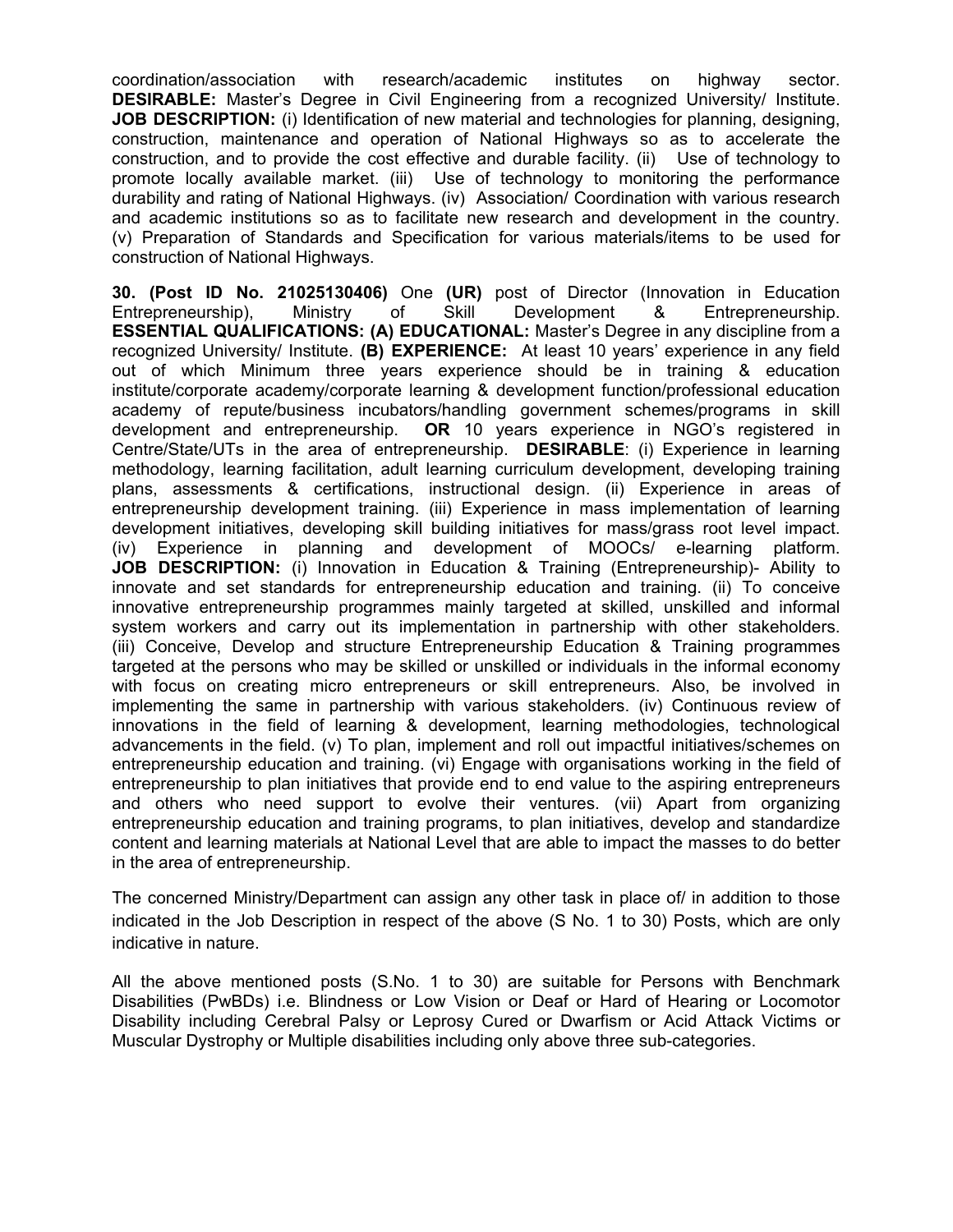coordination/association with research/academic institutes on highway sector. **DESIRABLE:** Master's Degree in Civil Engineering from a recognized University/ Institute. **JOB DESCRIPTION:** (i) Identification of new material and technologies for planning, designing, construction, maintenance and operation of National Highways so as to accelerate the construction, and to provide the cost effective and durable facility. (ii) Use of technology to promote locally available market. (iii) Use of technology to monitoring the performance durability and rating of National Highways. (iv) Association/ Coordination with various research and academic institutions so as to facilitate new research and development in the country. (v) Preparation of Standards and Specification for various materials/items to be used for construction of National Highways.

**30. (Post ID No. 21025130406)** One **(UR)** post of Director (Innovation in Education Entrepreneurship), Ministry of Skill Development & Entrepreneurship. **ESSENTIAL QUALIFICATIONS: (A) EDUCATIONAL:** Master's Degree in any discipline from a recognized University/ Institute. **(B) EXPERIENCE:** At least 10 years' experience in any field out of which Minimum three years experience should be in training & education institute/corporate academy/corporate learning & development function/professional education academy of repute/business incubators/handling government schemes/programs in skill development and entrepreneurship. **OR** 10 years experience in NGO's registered in Centre/State/UTs in the area of entrepreneurship. **DESIRABLE**: (i) Experience in learning methodology, learning facilitation, adult learning curriculum development, developing training plans, assessments & certifications, instructional design. (ii) Experience in areas of entrepreneurship development training. (iii) Experience in mass implementation of learning development initiatives, developing skill building initiatives for mass/grass root level impact. (iv) Experience in planning and development of MOOCs/ e-learning platform. **JOB DESCRIPTION:** (i) Innovation in Education & Training (Entrepreneurship)- Ability to innovate and set standards for entrepreneurship education and training. (ii) To conceive innovative entrepreneurship programmes mainly targeted at skilled, unskilled and informal system workers and carry out its implementation in partnership with other stakeholders. (iii) Conceive, Develop and structure Entrepreneurship Education & Training programmes targeted at the persons who may be skilled or unskilled or individuals in the informal economy with focus on creating micro entrepreneurs or skill entrepreneurs. Also, be involved in implementing the same in partnership with various stakeholders. (iv) Continuous review of innovations in the field of learning & development, learning methodologies, technological advancements in the field. (v) To plan, implement and roll out impactful initiatives/schemes on entrepreneurship education and training. (vi) Engage with organisations working in the field of entrepreneurship to plan initiatives that provide end to end value to the aspiring entrepreneurs and others who need support to evolve their ventures. (vii) Apart from organizing entrepreneurship education and training programs, to plan initiatives, develop and standardize content and learning materials at National Level that are able to impact the masses to do better in the area of entrepreneurship.

The concerned Ministry/Department can assign any other task in place of/ in addition to those indicated in the Job Description in respect of the above (S No. 1 to 30) Posts, which are only indicative in nature.

All the above mentioned posts (S.No. 1 to 30) are suitable for Persons with Benchmark Disabilities (PwBDs) i.e. Blindness or Low Vision or Deaf or Hard of Hearing or Locomotor Disability including Cerebral Palsy or Leprosy Cured or Dwarfism or Acid Attack Victims or Muscular Dystrophy or Multiple disabilities including only above three sub-categories.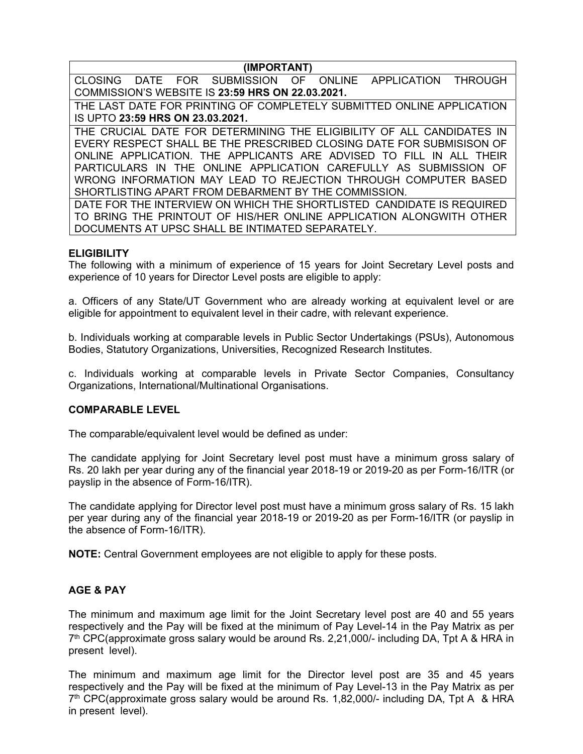| (IMPORTANT) |
|---|
| CLOSING DATE FOR SUBMISSION OF ONLINE APPLICATION THROUGH COMMISSION'S WEBSITE IS **23:59 HRS ON 22.03.2021.** |
| THE LAST DATE FOR PRINTING OF COMPLETELY SUBMITTED ONLINE APPLICATION IS UPTO **23:59 HRS ON 23.03.2021.** |
| THE CRUCIAL DATE FOR DETERMINING THE ELIGIBILITY OF ALL CANDIDATES IN EVERY RESPECT SHALL BE THE PRESCRIBED CLOSING DATE FOR SUBMISISON OF ONLINE APPLICATION. THE APPLICANTS ARE ADVISED TO FILL IN ALL THEIR PARTICULARS IN THE ONLINE APPLICATION CAREFULLY AS SUBMISSION OF WRONG INFORMATION MAY LEAD TO REJECTION THROUGH COMPUTER BASED SHORTLISTING APART FROM DEBARMENT BY THE COMMISSION. |
| DATE FOR THE INTERVIEW ON WHICH THE SHORTLISTED CANDIDATE IS REQUIRED TO BRING THE PRINTOUT OF HIS/HER ONLINE APPLICATION ALONGWITH OTHER DOCUMENTS AT UPSC SHALL BE INTIMATED SEPARATELY. |

## ELIGIBILITY

The following with a minimum of experience of 15 years for Joint Secretary Level posts and experience of 10 years for Director Level posts are eligible to apply:

a. Officers of any State/UT Government who are already working at equivalent level or are eligible for appointment to equivalent level in their cadre, with relevant experience.

b. Individuals working at comparable levels in Public Sector Undertakings (PSUs), Autonomous Bodies, Statutory Organizations, Universities, Recognized Research Institutes.

c. Individuals working at comparable levels in Private Sector Companies, Consultancy Organizations, International/Multinational Organisations.

## COMPARABLE LEVEL

The comparable/equivalent level would be defined as under:

The candidate applying for Joint Secretary level post must have a minimum gross salary of Rs. 20 lakh per year during any of the financial year 2018-19 or 2019-20 as per Form-16/ITR (or payslip in the absence of Form-16/ITR).

The candidate applying for Director level post must have a minimum gross salary of Rs. 15 lakh per year during any of the financial year 2018-19 or 2019-20 as per Form-16/ITR (or payslip in the absence of Form-16/ITR).

**NOTE:** Central Government employees are not eligible to apply for these posts.

## AGE & PAY

The minimum and maximum age limit for the Joint Secretary level post are 40 and 55 years respectively and the Pay will be fixed at the minimum of Pay Level-14 in the Pay Matrix as per 7th CPC(approximate gross salary would be around Rs. 2,21,000/- including DA, Tpt A & HRA in present level).

The minimum and maximum age limit for the Director level post are 35 and 45 years respectively and the Pay will be fixed at the minimum of Pay Level-13 in the Pay Matrix as per 7th CPC(approximate gross salary would be around Rs. 1,82,000/- including DA, Tpt A & HRA in present level).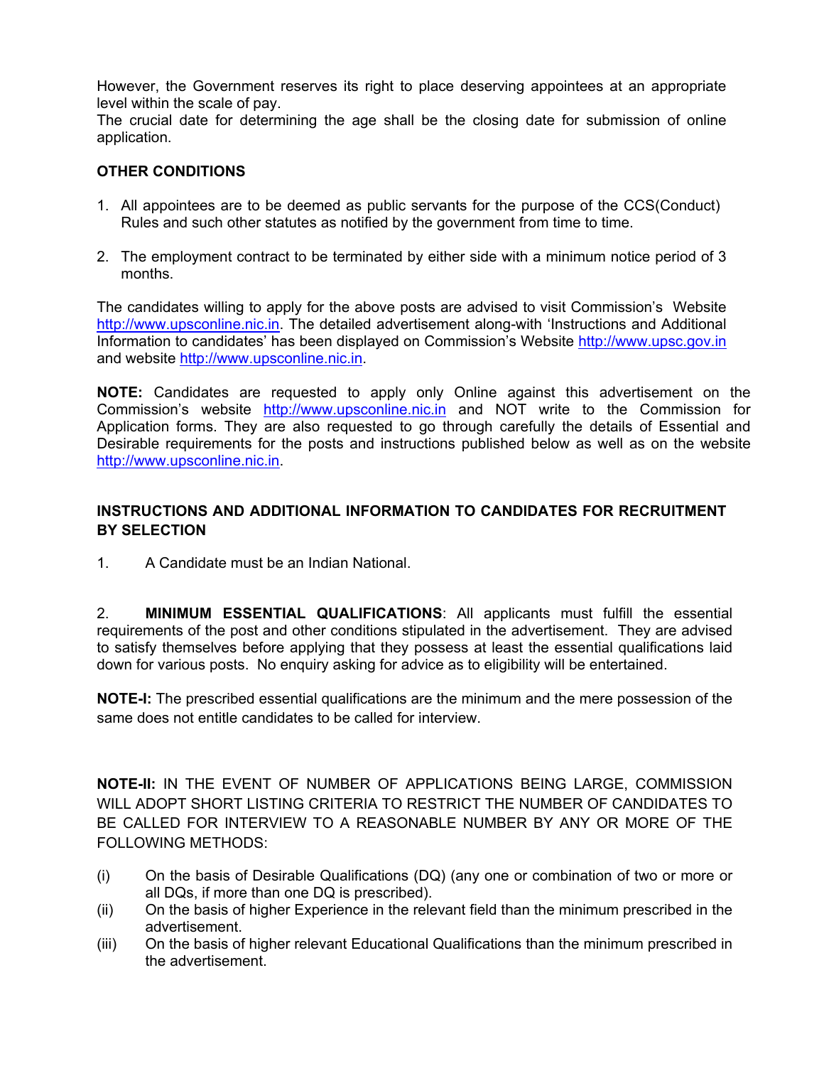However, the Government reserves its right to place deserving appointees at an appropriate level within the scale of pay.
The crucial date for determining the age shall be the closing date for submission of online application.

**OTHER CONDITIONS**

1. All appointees are to be deemed as public servants for the purpose of the CCS(Conduct) Rules and such other statutes as notified by the government from time to time.

2. The employment contract to be terminated by either side with a minimum notice period of 3 months.

The candidates willing to apply for the above posts are advised to visit Commission's Website http://www.upsconline.nic.in. The detailed advertisement along-with 'Instructions and Additional Information to candidates' has been displayed on Commission's Website http://www.upsc.gov.in and website http://www.upsconline.nic.in.

**NOTE:** Candidates are requested to apply only Online against this advertisement on the Commission's website http://www.upsconline.nic.in and NOT write to the Commission for Application forms. They are also requested to go through carefully the details of Essential and Desirable requirements for the posts and instructions published below as well as on the website http://www.upsconline.nic.in.

**INSTRUCTIONS AND ADDITIONAL INFORMATION TO CANDIDATES FOR RECRUITMENT BY SELECTION**

1. A Candidate must be an Indian National.

2. **MINIMUM ESSENTIAL QUALIFICATIONS**: All applicants must fulfill the essential requirements of the post and other conditions stipulated in the advertisement. They are advised to satisfy themselves before applying that they possess at least the essential qualifications laid down for various posts. No enquiry asking for advice as to eligibility will be entertained.

**NOTE-I:** The prescribed essential qualifications are the minimum and the mere possession of the same does not entitle candidates to be called for interview.

**NOTE-II:** IN THE EVENT OF NUMBER OF APPLICATIONS BEING LARGE, COMMISSION WILL ADOPT SHORT LISTING CRITERIA TO RESTRICT THE NUMBER OF CANDIDATES TO BE CALLED FOR INTERVIEW TO A REASONABLE NUMBER BY ANY OR MORE OF THE FOLLOWING METHODS:

(i) On the basis of Desirable Qualifications (DQ) (any one or combination of two or more or all DQs, if more than one DQ is prescribed).
(ii) On the basis of higher Experience in the relevant field than the minimum prescribed in the advertisement.
(iii) On the basis of higher relevant Educational Qualifications than the minimum prescribed in the advertisement.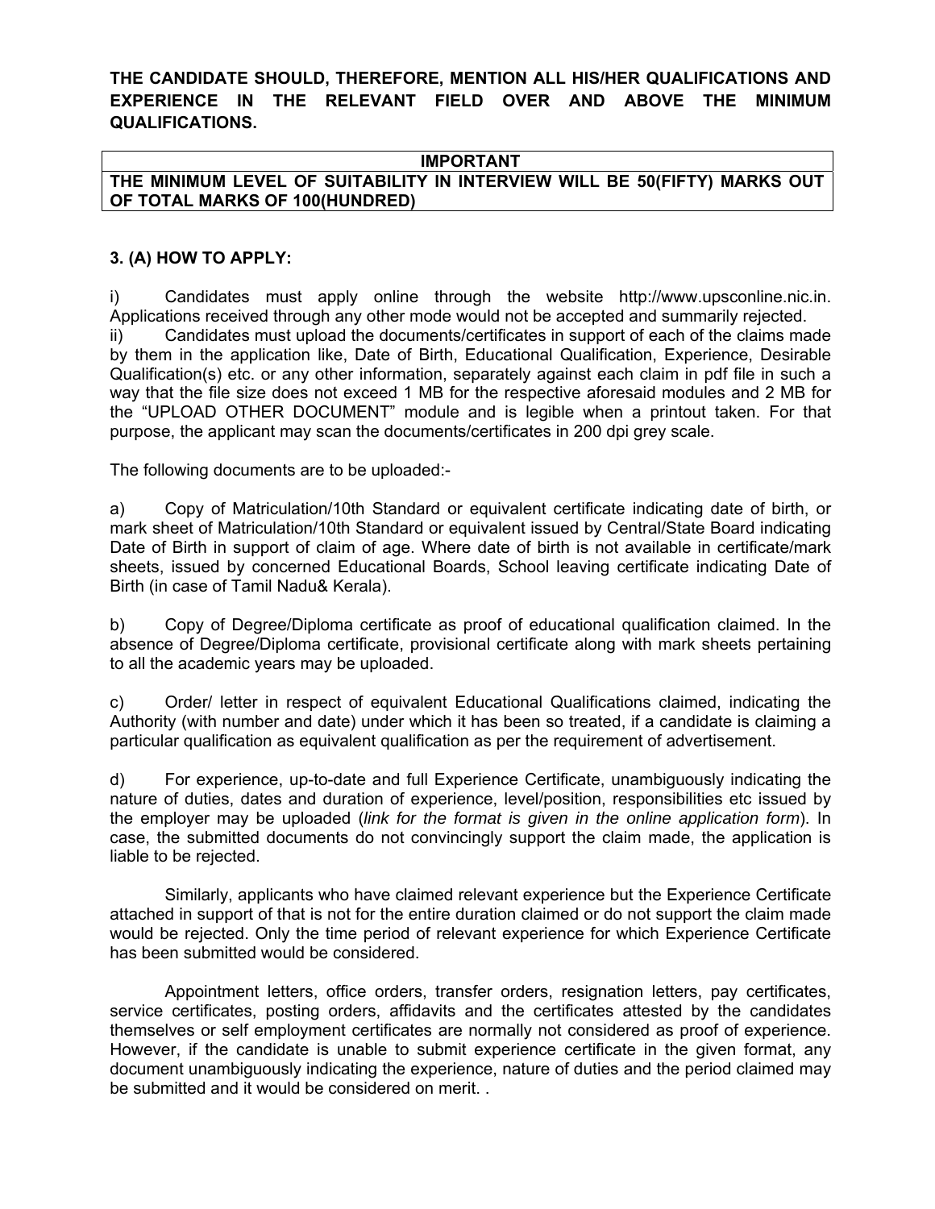**THE CANDIDATE SHOULD, THEREFORE, MENTION ALL HIS/HER QUALIFICATIONS AND EXPERIENCE IN THE RELEVANT FIELD OVER AND ABOVE THE MINIMUM QUALIFICATIONS.**

| IMPORTANT |
|---|
| **THE MINIMUM LEVEL OF SUITABILITY IN INTERVIEW WILL BE 50(FIFTY) MARKS OUT OF TOTAL MARKS OF 100(HUNDRED)** |

### 3. (A) HOW TO APPLY:

i) Candidates must apply online through the website http://www.upsconline.nic.in. Applications received through any other mode would not be accepted and summarily rejected.

ii) Candidates must upload the documents/certificates in support of each of the claims made by them in the application like, Date of Birth, Educational Qualification, Experience, Desirable Qualification(s) etc. or any other information, separately against each claim in pdf file in such a way that the file size does not exceed 1 MB for the respective aforesaid modules and 2 MB for the "UPLOAD OTHER DOCUMENT" module and is legible when a printout taken. For that purpose, the applicant may scan the documents/certificates in 200 dpi grey scale.

The following documents are to be uploaded:-

a) Copy of Matriculation/10th Standard or equivalent certificate indicating date of birth, or mark sheet of Matriculation/10th Standard or equivalent issued by Central/State Board indicating Date of Birth in support of claim of age. Where date of birth is not available in certificate/mark sheets, issued by concerned Educational Boards, School leaving certificate indicating Date of Birth (in case of Tamil Nadu& Kerala).

b) Copy of Degree/Diploma certificate as proof of educational qualification claimed. In the absence of Degree/Diploma certificate, provisional certificate along with mark sheets pertaining to all the academic years may be uploaded.

c) Order/ letter in respect of equivalent Educational Qualifications claimed, indicating the Authority (with number and date) under which it has been so treated, if a candidate is claiming a particular qualification as equivalent qualification as per the requirement of advertisement.

d) For experience, up-to-date and full Experience Certificate, unambiguously indicating the nature of duties, dates and duration of experience, level/position, responsibilities etc issued by the employer may be uploaded (*link for the format is given in the online application form*). In case, the submitted documents do not convincingly support the claim made, the application is liable to be rejected.

Similarly, applicants who have claimed relevant experience but the Experience Certificate attached in support of that is not for the entire duration claimed or do not support the claim made would be rejected. Only the time period of relevant experience for which Experience Certificate has been submitted would be considered.

Appointment letters, office orders, transfer orders, resignation letters, pay certificates, service certificates, posting orders, affidavits and the certificates attested by the candidates themselves or self employment certificates are normally not considered as proof of experience. However, if the candidate is unable to submit experience certificate in the given format, any document unambiguously indicating the experience, nature of duties and the period claimed may be submitted and it would be considered on merit. .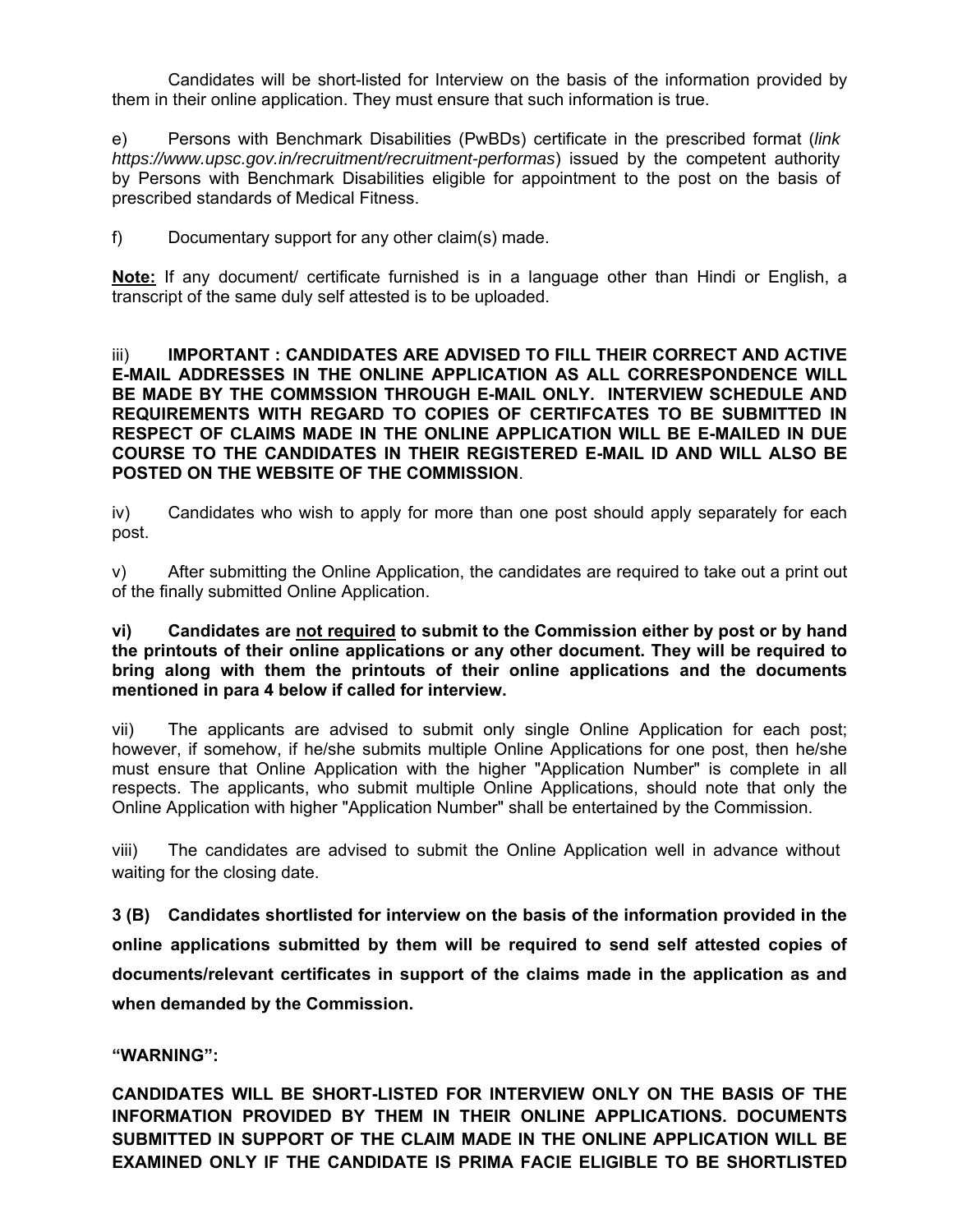Candidates will be short-listed for Interview on the basis of the information provided by them in their online application. They must ensure that such information is true.

e) Persons with Benchmark Disabilities (PwBDs) certificate in the prescribed format (*link https://www.upsc.gov.in/recruitment/recruitment-performas*) issued by the competent authority by Persons with Benchmark Disabilities eligible for appointment to the post on the basis of prescribed standards of Medical Fitness.

f) Documentary support for any other claim(s) made.

**Note:** If any document/ certificate furnished is in a language other than Hindi or English, a transcript of the same duly self attested is to be uploaded.

iii) **IMPORTANT : CANDIDATES ARE ADVISED TO FILL THEIR CORRECT AND ACTIVE E-MAIL ADDRESSES IN THE ONLINE APPLICATION AS ALL CORRESPONDENCE WILL BE MADE BY THE COMMSSION THROUGH E-MAIL ONLY. INTERVIEW SCHEDULE AND REQUIREMENTS WITH REGARD TO COPIES OF CERTIFCATES TO BE SUBMITTED IN RESPECT OF CLAIMS MADE IN THE ONLINE APPLICATION WILL BE E-MAILED IN DUE COURSE TO THE CANDIDATES IN THEIR REGISTERED E-MAIL ID AND WILL ALSO BE POSTED ON THE WEBSITE OF THE COMMISSION**.

iv) Candidates who wish to apply for more than one post should apply separately for each post.

v) After submitting the Online Application, the candidates are required to take out a print out of the finally submitted Online Application.

**vi) Candidates are <u>not required</u> to submit to the Commission either by post or by hand the printouts of their online applications or any other document. They will be required to bring along with them the printouts of their online applications and the documents mentioned in para 4 below if called for interview.**

vii) The applicants are advised to submit only single Online Application for each post; however, if somehow, if he/she submits multiple Online Applications for one post, then he/she must ensure that Online Application with the higher "Application Number" is complete in all respects. The applicants, who submit multiple Online Applications, should note that only the Online Application with higher "Application Number" shall be entertained by the Commission.

viii) The candidates are advised to submit the Online Application well in advance without waiting for the closing date.

**3 (B) Candidates shortlisted for interview on the basis of the information provided in the online applications submitted by them will be required to send self attested copies of documents/relevant certificates in support of the claims made in the application as and when demanded by the Commission.**

**"WARNING":**

**CANDIDATES WILL BE SHORT-LISTED FOR INTERVIEW ONLY ON THE BASIS OF THE INFORMATION PROVIDED BY THEM IN THEIR ONLINE APPLICATIONS. DOCUMENTS SUBMITTED IN SUPPORT OF THE CLAIM MADE IN THE ONLINE APPLICATION WILL BE EXAMINED ONLY IF THE CANDIDATE IS PRIMA FACIE ELIGIBLE TO BE SHORTLISTED**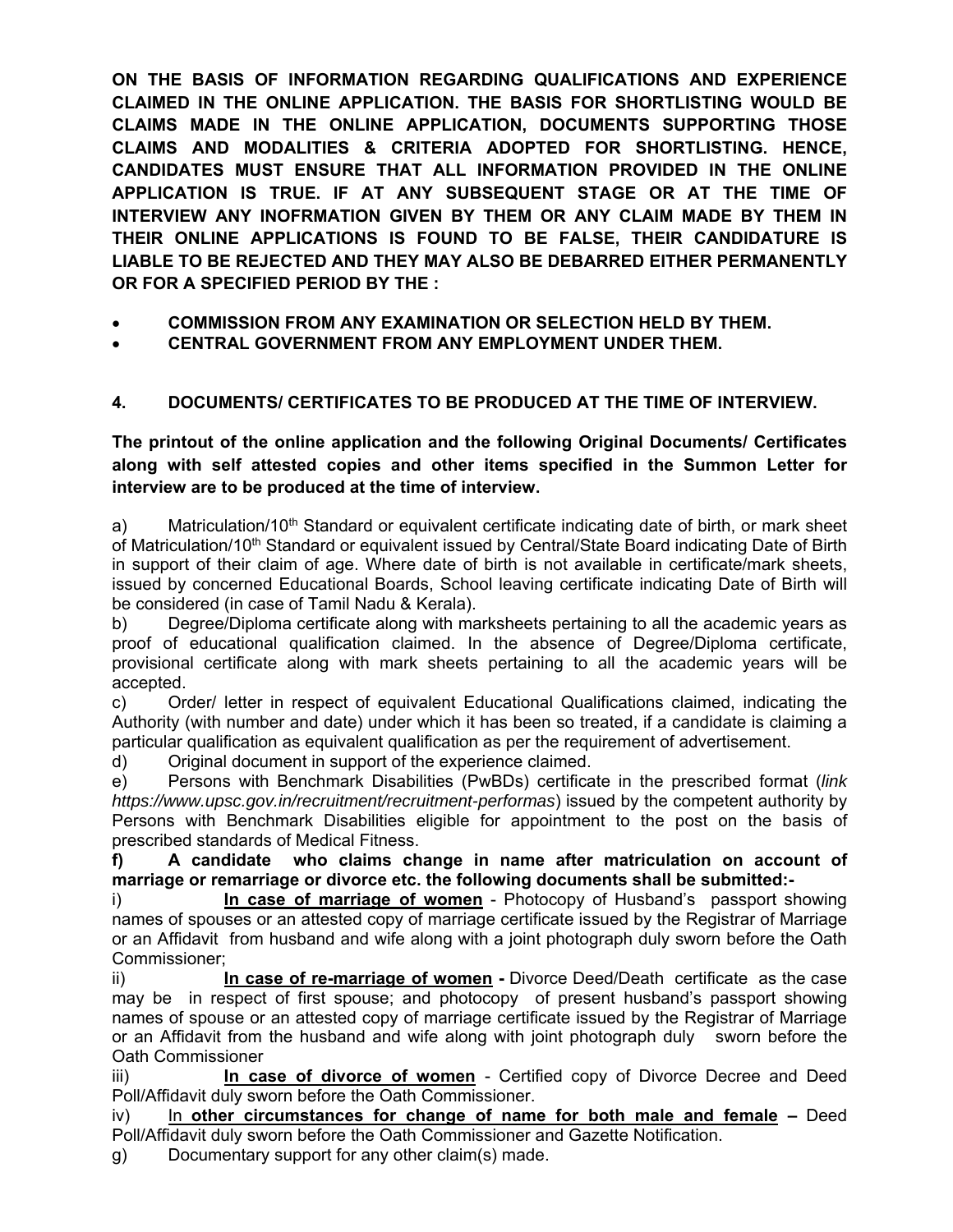**ON THE BASIS OF INFORMATION REGARDING QUALIFICATIONS AND EXPERIENCE CLAIMED IN THE ONLINE APPLICATION. THE BASIS FOR SHORTLISTING WOULD BE CLAIMS MADE IN THE ONLINE APPLICATION, DOCUMENTS SUPPORTING THOSE CLAIMS AND MODALITIES & CRITERIA ADOPTED FOR SHORTLISTING. HENCE, CANDIDATES MUST ENSURE THAT ALL INFORMATION PROVIDED IN THE ONLINE APPLICATION IS TRUE. IF AT ANY SUBSEQUENT STAGE OR AT THE TIME OF INTERVIEW ANY INOFRMATION GIVEN BY THEM OR ANY CLAIM MADE BY THEM IN THEIR ONLINE APPLICATIONS IS FOUND TO BE FALSE, THEIR CANDIDATURE IS LIABLE TO BE REJECTED AND THEY MAY ALSO BE DEBARRED EITHER PERMANENTLY OR FOR A SPECIFIED PERIOD BY THE :**

- **COMMISSION FROM ANY EXAMINATION OR SELECTION HELD BY THEM.**
- **CENTRAL GOVERNMENT FROM ANY EMPLOYMENT UNDER THEM.**

## 4. DOCUMENTS/ CERTIFICATES TO BE PRODUCED AT THE TIME OF INTERVIEW.

**The printout of the online application and the following Original Documents/ Certificates along with self attested copies and other items specified in the Summon Letter for interview are to be produced at the time of interview.**

a) Matriculation/10th Standard or equivalent certificate indicating date of birth, or mark sheet of Matriculation/10th Standard or equivalent issued by Central/State Board indicating Date of Birth in support of their claim of age. Where date of birth is not available in certificate/mark sheets, issued by concerned Educational Boards, School leaving certificate indicating Date of Birth will be considered (in case of Tamil Nadu & Kerala).

b) Degree/Diploma certificate along with marksheets pertaining to all the academic years as proof of educational qualification claimed. In the absence of Degree/Diploma certificate, provisional certificate along with mark sheets pertaining to all the academic years will be accepted.

c) Order/ letter in respect of equivalent Educational Qualifications claimed, indicating the Authority (with number and date) under which it has been so treated, if a candidate is claiming a particular qualification as equivalent qualification as per the requirement of advertisement.

d) Original document in support of the experience claimed.

e) Persons with Benchmark Disabilities (PwBDs) certificate in the prescribed format (*link https://www.upsc.gov.in/recruitment/recruitment-performas*) issued by the competent authority by Persons with Benchmark Disabilities eligible for appointment to the post on the basis of prescribed standards of Medical Fitness.

**f) A candidate who claims change in name after matriculation on account of marriage or remarriage or divorce etc. the following documents shall be submitted:-**

i) **<u>In case of marriage of women</u>** - Photocopy of Husband's passport showing names of spouses or an attested copy of marriage certificate issued by the Registrar of Marriage or an Affidavit from husband and wife along with a joint photograph duly sworn before the Oath Commissioner;

ii) **<u>In case of re-marriage of women</u> -** Divorce Deed/Death certificate as the case may be in respect of first spouse; and photocopy of present husband's passport showing names of spouse or an attested copy of marriage certificate issued by the Registrar of Marriage or an Affidavit from the husband and wife along with joint photograph duly sworn before the Oath Commissioner

iii) **<u>In case of divorce of women</u>** - Certified copy of Divorce Decree and Deed Poll/Affidavit duly sworn before the Oath Commissioner.

iv) <u>In</u> **<u>other circumstances for change of name for both male and female</u> –** Deed Poll/Affidavit duly sworn before the Oath Commissioner and Gazette Notification.

g) Documentary support for any other claim(s) made.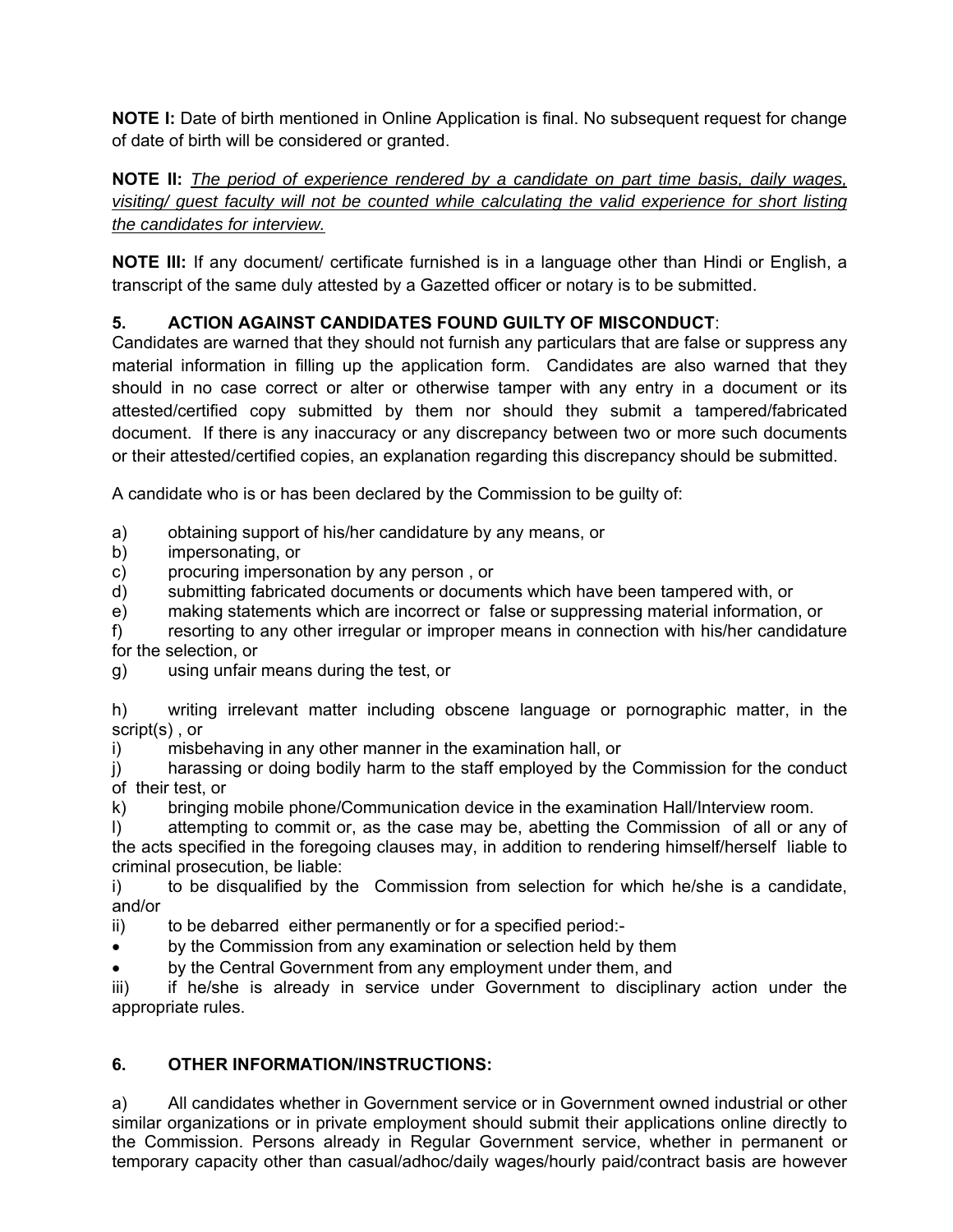**NOTE I:** Date of birth mentioned in Online Application is final. No subsequent request for change of date of birth will be considered or granted.

**NOTE II:** *The period of experience rendered by a candidate on part time basis, daily wages, visiting/ guest faculty will not be counted while calculating the valid experience for short listing the candidates for interview.*

**NOTE III:** If any document/ certificate furnished is in a language other than Hindi or English, a transcript of the same duly attested by a Gazetted officer or notary is to be submitted.

**5. ACTION AGAINST CANDIDATES FOUND GUILTY OF MISCONDUCT**:

Candidates are warned that they should not furnish any particulars that are false or suppress any material information in filling up the application form. Candidates are also warned that they should in no case correct or alter or otherwise tamper with any entry in a document or its attested/certified copy submitted by them nor should they submit a tampered/fabricated document. If there is any inaccuracy or any discrepancy between two or more such documents or their attested/certified copies, an explanation regarding this discrepancy should be submitted.

A candidate who is or has been declared by the Commission to be guilty of:

a) obtaining support of his/her candidature by any means, or
b) impersonating, or
c) procuring impersonation by any person , or
d) submitting fabricated documents or documents which have been tampered with, or
e) making statements which are incorrect or false or suppressing material information, or
f) resorting to any other irregular or improper means in connection with his/her candidature for the selection, or
g) using unfair means during the test, or

h) writing irrelevant matter including obscene language or pornographic matter, in the script(s) , or
i) misbehaving in any other manner in the examination hall, or
j) harassing or doing bodily harm to the staff employed by the Commission for the conduct of their test, or
k) bringing mobile phone/Communication device in the examination Hall/Interview room.
l) attempting to commit or, as the case may be, abetting the Commission of all or any of the acts specified in the foregoing clauses may, in addition to rendering himself/herself liable to criminal prosecution, be liable:

i) to be disqualified by the Commission from selection for which he/she is a candidate, and/or
ii) to be debarred either permanently or for a specified period:-
- by the Commission from any examination or selection held by them
- by the Central Government from any employment under them, and

iii) if he/she is already in service under Government to disciplinary action under the appropriate rules.

**6. OTHER INFORMATION/INSTRUCTIONS:**

a) All candidates whether in Government service or in Government owned industrial or other similar organizations or in private employment should submit their applications online directly to the Commission. Persons already in Regular Government service, whether in permanent or temporary capacity other than casual/adhoc/daily wages/hourly paid/contract basis are however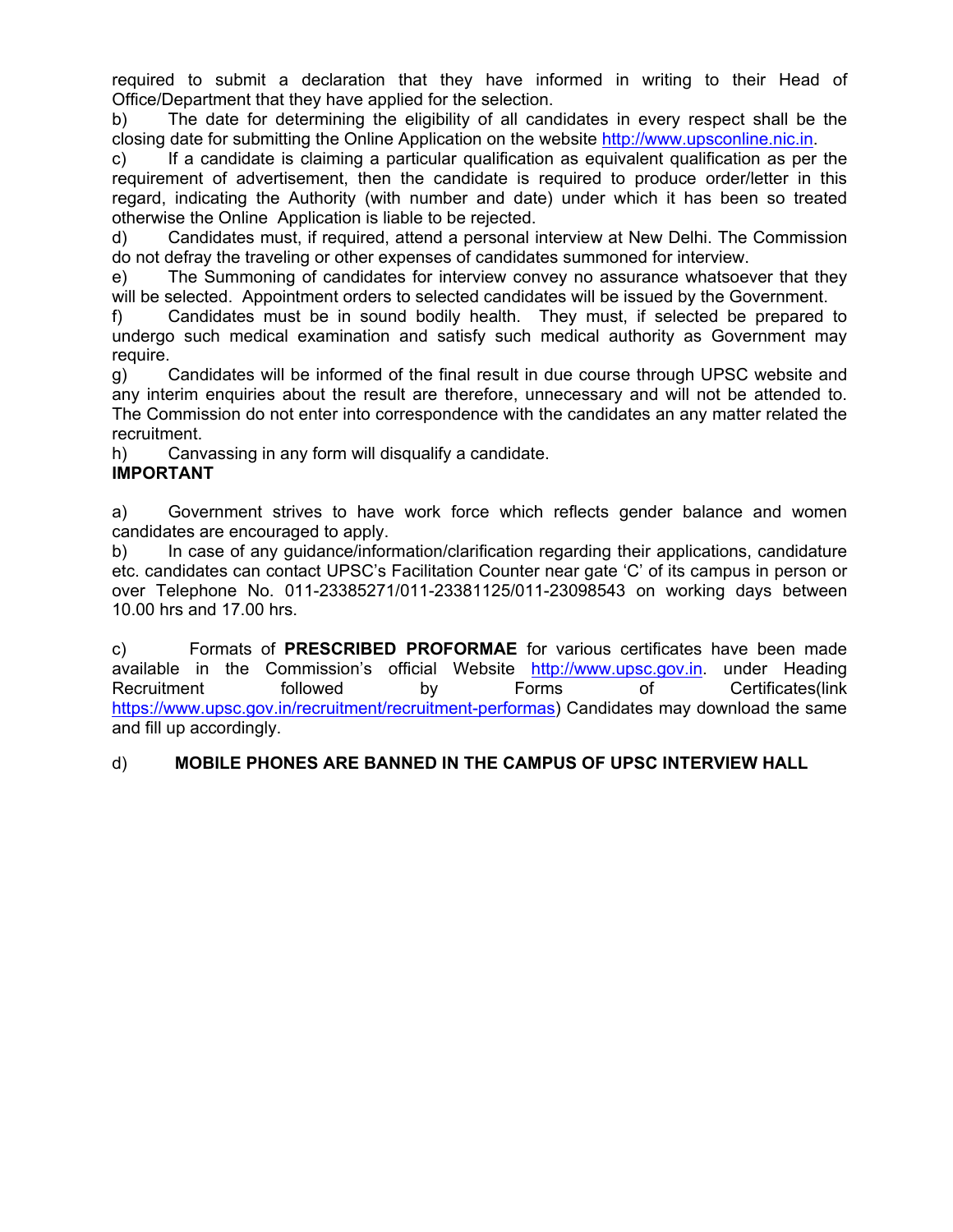required to submit a declaration that they have informed in writing to their Head of Office/Department that they have applied for the selection.

b) The date for determining the eligibility of all candidates in every respect shall be the closing date for submitting the Online Application on the website http://www.upsconline.nic.in.

c) If a candidate is claiming a particular qualification as equivalent qualification as per the requirement of advertisement, then the candidate is required to produce order/letter in this regard, indicating the Authority (with number and date) under which it has been so treated otherwise the Online Application is liable to be rejected.

d) Candidates must, if required, attend a personal interview at New Delhi. The Commission do not defray the traveling or other expenses of candidates summoned for interview.

e) The Summoning of candidates for interview convey no assurance whatsoever that they will be selected. Appointment orders to selected candidates will be issued by the Government.

f) Candidates must be in sound bodily health. They must, if selected be prepared to undergo such medical examination and satisfy such medical authority as Government may require.

g) Candidates will be informed of the final result in due course through UPSC website and any interim enquiries about the result are therefore, unnecessary and will not be attended to. The Commission do not enter into correspondence with the candidates an any matter related the recruitment.

h) Canvassing in any form will disqualify a candidate.

**IMPORTANT**

a) Government strives to have work force which reflects gender balance and women candidates are encouraged to apply.

b) In case of any guidance/information/clarification regarding their applications, candidature etc. candidates can contact UPSC's Facilitation Counter near gate 'C' of its campus in person or over Telephone No. 011-23385271/011-23381125/011-23098543 on working days between 10.00 hrs and 17.00 hrs.

c) Formats of **PRESCRIBED PROFORMAE** for various certificates have been made available in the Commission's official Website http://www.upsc.gov.in. under Heading Recruitment followed by Forms of Certificates(link https://www.upsc.gov.in/recruitment/recruitment-performas) Candidates may download the same and fill up accordingly.

d) **MOBILE PHONES ARE BANNED IN THE CAMPUS OF UPSC INTERVIEW HALL**